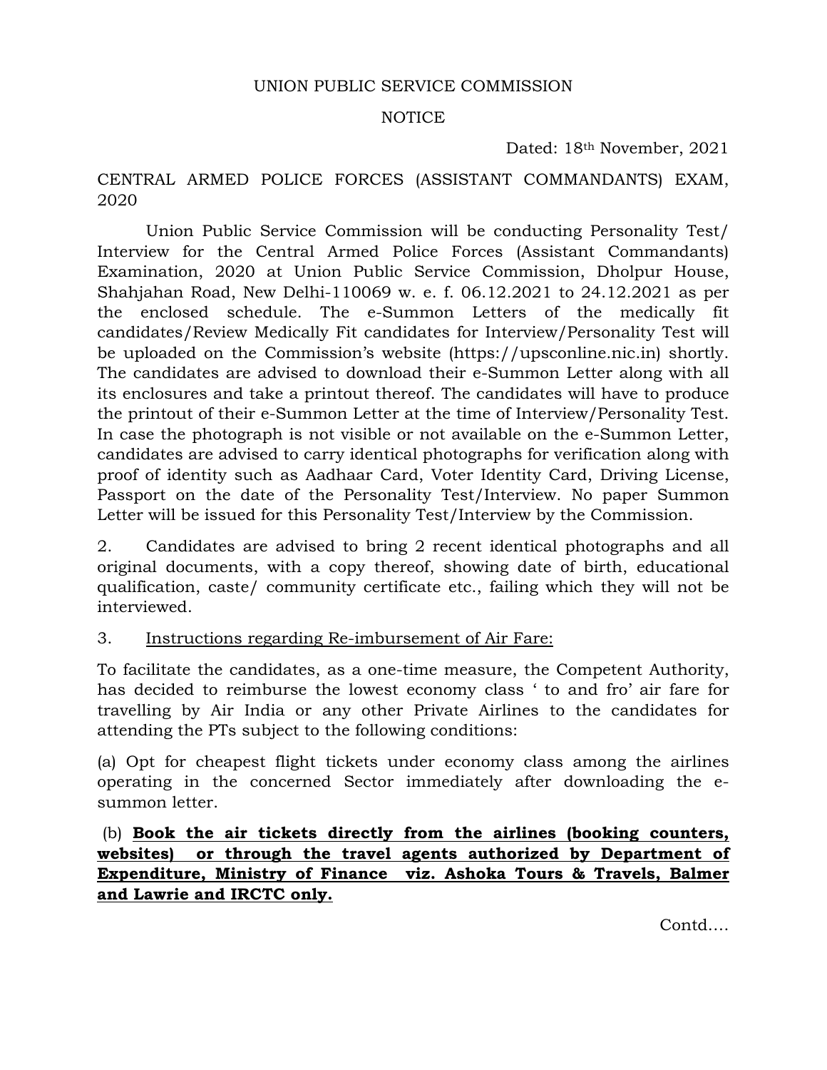UNION PUBLIC SERVICE COMMISSION

NOTICE

Dated: 18th November, 2021

CENTRAL ARMED POLICE FORCES (ASSISTANT COMMANDANTS) EXAM, 2020

Union Public Service Commission will be conducting Personality Test/ Interview for the Central Armed Police Forces (Assistant Commandants) Examination, 2020 at Union Public Service Commission, Dholpur House, Shahjahan Road, New Delhi-110069 w. e. f. 06.12.2021 to 24.12.2021 as per the enclosed schedule. The e-Summon Letters of the medically fit candidates/Review Medically Fit candidates for Interview/Personality Test will be uploaded on the Commission's website (https://upsconline.nic.in) shortly. The candidates are advised to download their e-Summon Letter along with all its enclosures and take a printout thereof. The candidates will have to produce the printout of their e-Summon Letter at the time of Interview/Personality Test. In case the photograph is not visible or not available on the e-Summon Letter, candidates are advised to carry identical photographs for verification along with proof of identity such as Aadhaar Card, Voter Identity Card, Driving License, Passport on the date of the Personality Test/Interview. No paper Summon Letter will be issued for this Personality Test/Interview by the Commission.

2. Candidates are advised to bring 2 recent identical photographs and all original documents, with a copy thereof, showing date of birth, educational qualification, caste/ community certificate etc., failing which they will not be interviewed.

3. <u>Instructions regarding Re-imbursement of Air Fare:</u>

To facilitate the candidates, as a one-time measure, the Competent Authority, has decided to reimburse the lowest economy class ' to and fro' air fare for travelling by Air India or any other Private Airlines to the candidates for attending the PTs subject to the following conditions:

(a) Opt for cheapest flight tickets under economy class among the airlines operating in the concerned Sector immediately after downloading the e-summon letter.

(b) **<u>Book the air tickets directly from the airlines (booking counters, websites) or through the travel agents authorized by Department of Expenditure, Ministry of Finance viz. Ashoka Tours & Travels, Balmer and Lawrie and IRCTC only.</u>**

Contd.…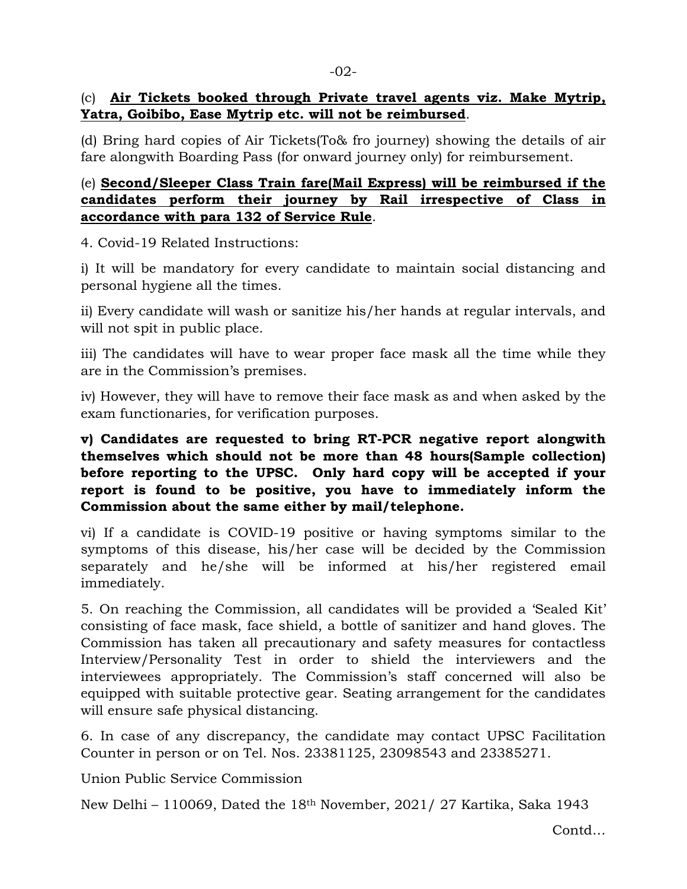(c) **Air Tickets booked through Private travel agents viz. Make Mytrip, Yatra, Goibibo, Ease Mytrip etc. will not be reimbursed**.

(d) Bring hard copies of Air Tickets(To& fro journey) showing the details of air fare alongwith Boarding Pass (for onward journey only) for reimbursement.

(e) **Second/Sleeper Class Train fare(Mail Express) will be reimbursed if the candidates perform their journey by Rail irrespective of Class in accordance with para 132 of Service Rule**.

4. Covid-19 Related Instructions:

i) It will be mandatory for every candidate to maintain social distancing and personal hygiene all the times.

ii) Every candidate will wash or sanitize his/her hands at regular intervals, and will not spit in public place.

iii) The candidates will have to wear proper face mask all the time while they are in the Commission's premises.

iv) However, they will have to remove their face mask as and when asked by the exam functionaries, for verification purposes.

**v) Candidates are requested to bring RT-PCR negative report alongwith themselves which should not be more than 48 hours(Sample collection) before reporting to the UPSC. Only hard copy will be accepted if your report is found to be positive, you have to immediately inform the Commission about the same either by mail/telephone.**

vi) If a candidate is COVID-19 positive or having symptoms similar to the symptoms of this disease, his/her case will be decided by the Commission separately and he/she will be informed at his/her registered email immediately.

5. On reaching the Commission, all candidates will be provided a 'Sealed Kit' consisting of face mask, face shield, a bottle of sanitizer and hand gloves. The Commission has taken all precautionary and safety measures for contactless Interview/Personality Test in order to shield the interviewers and the interviewees appropriately. The Commission's staff concerned will also be equipped with suitable protective gear. Seating arrangement for the candidates will ensure safe physical distancing.

6. In case of any discrepancy, the candidate may contact UPSC Facilitation Counter in person or on Tel. Nos. 23381125, 23098543 and 23385271.

Union Public Service Commission

New Delhi – 110069, Dated the 18th November, 2021/ 27 Kartika, Saka 1943

Contd…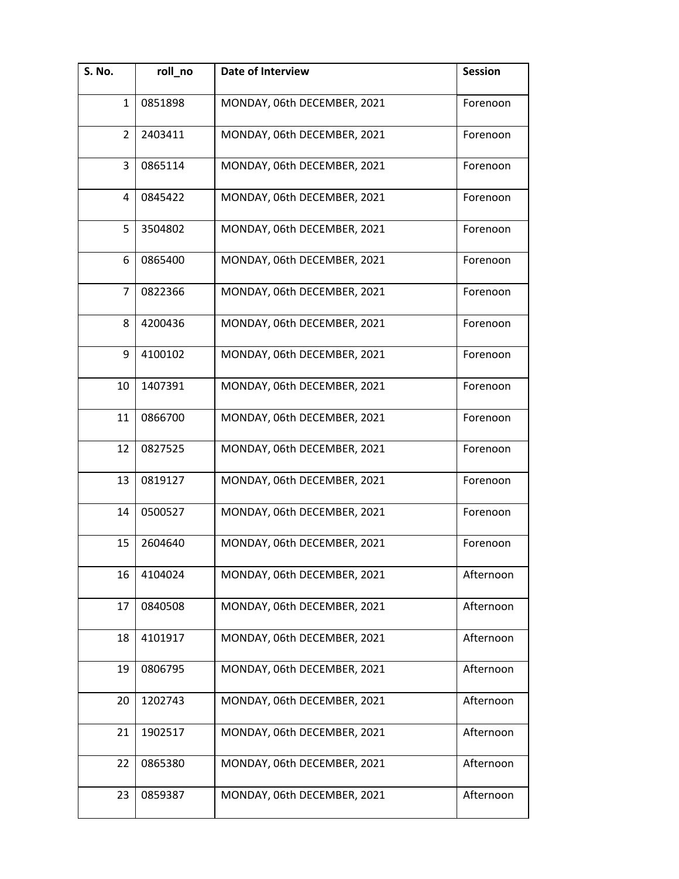| S. No. | roll_no | Date of Interview | Session |
| --- | --- | --- | --- |
| 1 | 0851898 | MONDAY, 06th DECEMBER, 2021 | Forenoon |
| 2 | 2403411 | MONDAY, 06th DECEMBER, 2021 | Forenoon |
| 3 | 0865114 | MONDAY, 06th DECEMBER, 2021 | Forenoon |
| 4 | 0845422 | MONDAY, 06th DECEMBER, 2021 | Forenoon |
| 5 | 3504802 | MONDAY, 06th DECEMBER, 2021 | Forenoon |
| 6 | 0865400 | MONDAY, 06th DECEMBER, 2021 | Forenoon |
| 7 | 0822366 | MONDAY, 06th DECEMBER, 2021 | Forenoon |
| 8 | 4200436 | MONDAY, 06th DECEMBER, 2021 | Forenoon |
| 9 | 4100102 | MONDAY, 06th DECEMBER, 2021 | Forenoon |
| 10 | 1407391 | MONDAY, 06th DECEMBER, 2021 | Forenoon |
| 11 | 0866700 | MONDAY, 06th DECEMBER, 2021 | Forenoon |
| 12 | 0827525 | MONDAY, 06th DECEMBER, 2021 | Forenoon |
| 13 | 0819127 | MONDAY, 06th DECEMBER, 2021 | Forenoon |
| 14 | 0500527 | MONDAY, 06th DECEMBER, 2021 | Forenoon |
| 15 | 2604640 | MONDAY, 06th DECEMBER, 2021 | Forenoon |
| 16 | 4104024 | MONDAY, 06th DECEMBER, 2021 | Afternoon |
| 17 | 0840508 | MONDAY, 06th DECEMBER, 2021 | Afternoon |
| 18 | 4101917 | MONDAY, 06th DECEMBER, 2021 | Afternoon |
| 19 | 0806795 | MONDAY, 06th DECEMBER, 2021 | Afternoon |
| 20 | 1202743 | MONDAY, 06th DECEMBER, 2021 | Afternoon |
| 21 | 1902517 | MONDAY, 06th DECEMBER, 2021 | Afternoon |
| 22 | 0865380 | MONDAY, 06th DECEMBER, 2021 | Afternoon |
| 23 | 0859387 | MONDAY, 06th DECEMBER, 2021 | Afternoon |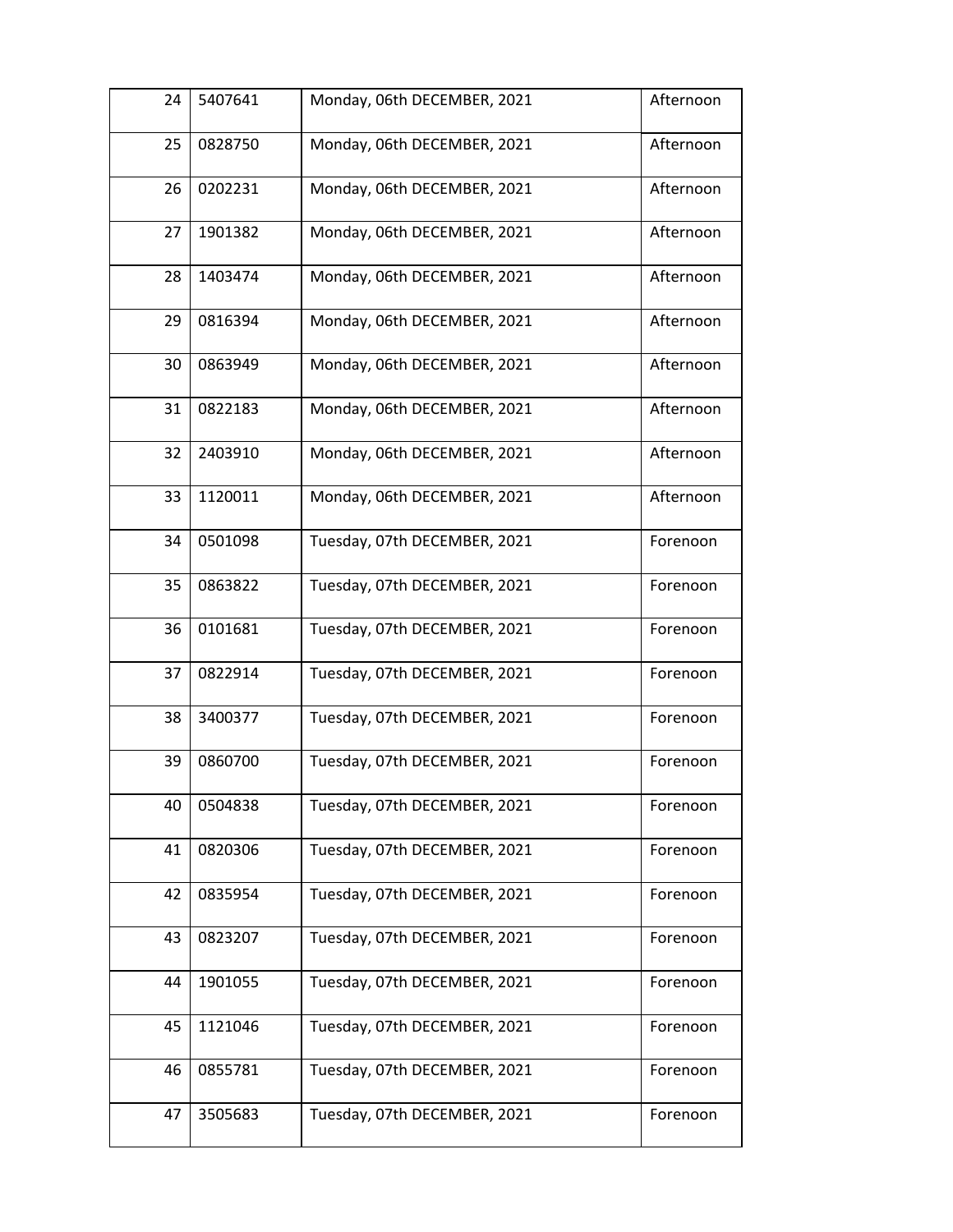| | | | |
|---|---|---|---|
| 24 | 5407641 | Monday, 06th DECEMBER, 2021 | Afternoon |
| 25 | 0828750 | Monday, 06th DECEMBER, 2021 | Afternoon |
| 26 | 0202231 | Monday, 06th DECEMBER, 2021 | Afternoon |
| 27 | 1901382 | Monday, 06th DECEMBER, 2021 | Afternoon |
| 28 | 1403474 | Monday, 06th DECEMBER, 2021 | Afternoon |
| 29 | 0816394 | Monday, 06th DECEMBER, 2021 | Afternoon |
| 30 | 0863949 | Monday, 06th DECEMBER, 2021 | Afternoon |
| 31 | 0822183 | Monday, 06th DECEMBER, 2021 | Afternoon |
| 32 | 2403910 | Monday, 06th DECEMBER, 2021 | Afternoon |
| 33 | 1120011 | Monday, 06th DECEMBER, 2021 | Afternoon |
| 34 | 0501098 | Tuesday, 07th DECEMBER, 2021 | Forenoon |
| 35 | 0863822 | Tuesday, 07th DECEMBER, 2021 | Forenoon |
| 36 | 0101681 | Tuesday, 07th DECEMBER, 2021 | Forenoon |
| 37 | 0822914 | Tuesday, 07th DECEMBER, 2021 | Forenoon |
| 38 | 3400377 | Tuesday, 07th DECEMBER, 2021 | Forenoon |
| 39 | 0860700 | Tuesday, 07th DECEMBER, 2021 | Forenoon |
| 40 | 0504838 | Tuesday, 07th DECEMBER, 2021 | Forenoon |
| 41 | 0820306 | Tuesday, 07th DECEMBER, 2021 | Forenoon |
| 42 | 0835954 | Tuesday, 07th DECEMBER, 2021 | Forenoon |
| 43 | 0823207 | Tuesday, 07th DECEMBER, 2021 | Forenoon |
| 44 | 1901055 | Tuesday, 07th DECEMBER, 2021 | Forenoon |
| 45 | 1121046 | Tuesday, 07th DECEMBER, 2021 | Forenoon |
| 46 | 0855781 | Tuesday, 07th DECEMBER, 2021 | Forenoon |
| 47 | 3505683 | Tuesday, 07th DECEMBER, 2021 | Forenoon |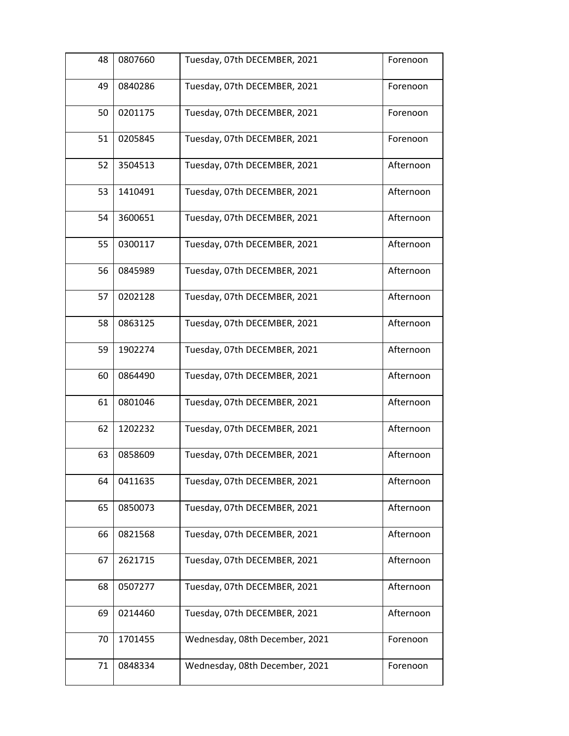| | | | |
|---|---|---|---|
| 48 | 0807660 | Tuesday, 07th DECEMBER, 2021 | Forenoon |
| 49 | 0840286 | Tuesday, 07th DECEMBER, 2021 | Forenoon |
| 50 | 0201175 | Tuesday, 07th DECEMBER, 2021 | Forenoon |
| 51 | 0205845 | Tuesday, 07th DECEMBER, 2021 | Forenoon |
| 52 | 3504513 | Tuesday, 07th DECEMBER, 2021 | Afternoon |
| 53 | 1410491 | Tuesday, 07th DECEMBER, 2021 | Afternoon |
| 54 | 3600651 | Tuesday, 07th DECEMBER, 2021 | Afternoon |
| 55 | 0300117 | Tuesday, 07th DECEMBER, 2021 | Afternoon |
| 56 | 0845989 | Tuesday, 07th DECEMBER, 2021 | Afternoon |
| 57 | 0202128 | Tuesday, 07th DECEMBER, 2021 | Afternoon |
| 58 | 0863125 | Tuesday, 07th DECEMBER, 2021 | Afternoon |
| 59 | 1902274 | Tuesday, 07th DECEMBER, 2021 | Afternoon |
| 60 | 0864490 | Tuesday, 07th DECEMBER, 2021 | Afternoon |
| 61 | 0801046 | Tuesday, 07th DECEMBER, 2021 | Afternoon |
| 62 | 1202232 | Tuesday, 07th DECEMBER, 2021 | Afternoon |
| 63 | 0858609 | Tuesday, 07th DECEMBER, 2021 | Afternoon |
| 64 | 0411635 | Tuesday, 07th DECEMBER, 2021 | Afternoon |
| 65 | 0850073 | Tuesday, 07th DECEMBER, 2021 | Afternoon |
| 66 | 0821568 | Tuesday, 07th DECEMBER, 2021 | Afternoon |
| 67 | 2621715 | Tuesday, 07th DECEMBER, 2021 | Afternoon |
| 68 | 0507277 | Tuesday, 07th DECEMBER, 2021 | Afternoon |
| 69 | 0214460 | Tuesday, 07th DECEMBER, 2021 | Afternoon |
| 70 | 1701455 | Wednesday, 08th December, 2021 | Forenoon |
| 71 | 0848334 | Wednesday, 08th December, 2021 | Forenoon |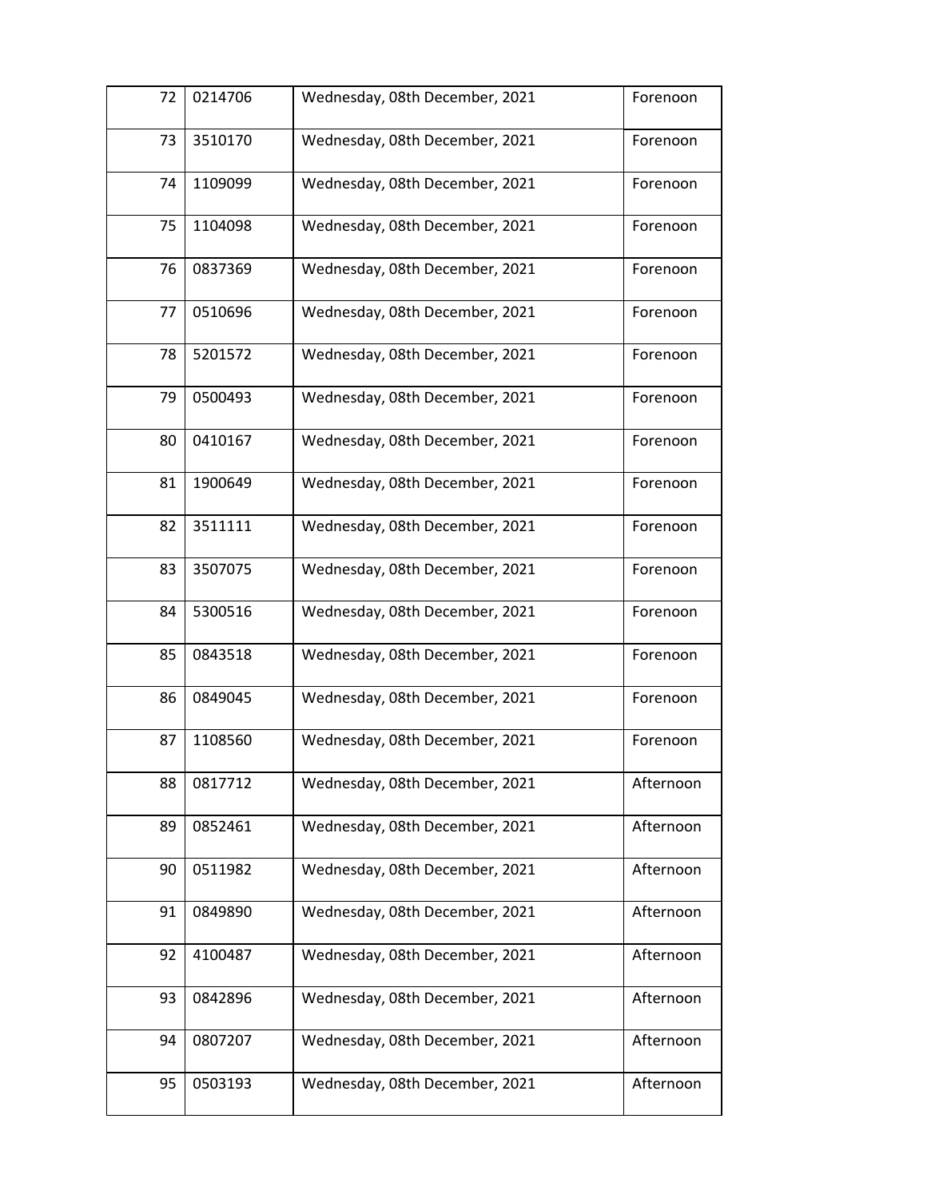| 72 | 0214706 | Wednesday, 08th December, 2021 | Forenoon |
|---|---|---|---|
| 73 | 3510170 | Wednesday, 08th December, 2021 | Forenoon |
| 74 | 1109099 | Wednesday, 08th December, 2021 | Forenoon |
| 75 | 1104098 | Wednesday, 08th December, 2021 | Forenoon |
| 76 | 0837369 | Wednesday, 08th December, 2021 | Forenoon |
| 77 | 0510696 | Wednesday, 08th December, 2021 | Forenoon |
| 78 | 5201572 | Wednesday, 08th December, 2021 | Forenoon |
| 79 | 0500493 | Wednesday, 08th December, 2021 | Forenoon |
| 80 | 0410167 | Wednesday, 08th December, 2021 | Forenoon |
| 81 | 1900649 | Wednesday, 08th December, 2021 | Forenoon |
| 82 | 3511111 | Wednesday, 08th December, 2021 | Forenoon |
| 83 | 3507075 | Wednesday, 08th December, 2021 | Forenoon |
| 84 | 5300516 | Wednesday, 08th December, 2021 | Forenoon |
| 85 | 0843518 | Wednesday, 08th December, 2021 | Forenoon |
| 86 | 0849045 | Wednesday, 08th December, 2021 | Forenoon |
| 87 | 1108560 | Wednesday, 08th December, 2021 | Forenoon |
| 88 | 0817712 | Wednesday, 08th December, 2021 | Afternoon |
| 89 | 0852461 | Wednesday, 08th December, 2021 | Afternoon |
| 90 | 0511982 | Wednesday, 08th December, 2021 | Afternoon |
| 91 | 0849890 | Wednesday, 08th December, 2021 | Afternoon |
| 92 | 4100487 | Wednesday, 08th December, 2021 | Afternoon |
| 93 | 0842896 | Wednesday, 08th December, 2021 | Afternoon |
| 94 | 0807207 | Wednesday, 08th December, 2021 | Afternoon |
| 95 | 0503193 | Wednesday, 08th December, 2021 | Afternoon |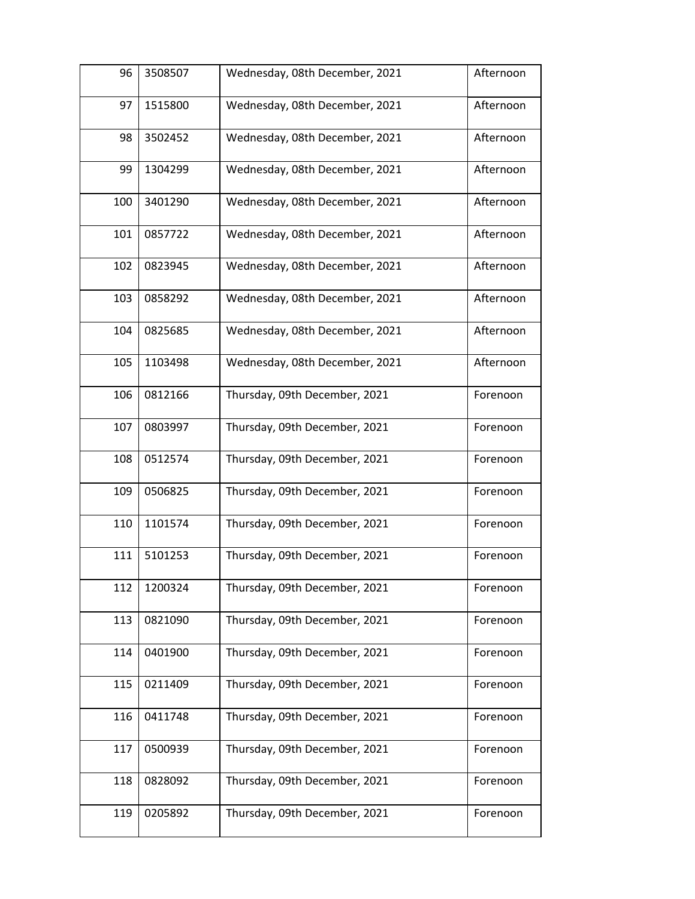| | | | |
|---|---|---|---|
| 96 | 3508507 | Wednesday, 08th December, 2021 | Afternoon |
| 97 | 1515800 | Wednesday, 08th December, 2021 | Afternoon |
| 98 | 3502452 | Wednesday, 08th December, 2021 | Afternoon |
| 99 | 1304299 | Wednesday, 08th December, 2021 | Afternoon |
| 100 | 3401290 | Wednesday, 08th December, 2021 | Afternoon |
| 101 | 0857722 | Wednesday, 08th December, 2021 | Afternoon |
| 102 | 0823945 | Wednesday, 08th December, 2021 | Afternoon |
| 103 | 0858292 | Wednesday, 08th December, 2021 | Afternoon |
| 104 | 0825685 | Wednesday, 08th December, 2021 | Afternoon |
| 105 | 1103498 | Wednesday, 08th December, 2021 | Afternoon |
| 106 | 0812166 | Thursday, 09th December, 2021 | Forenoon |
| 107 | 0803997 | Thursday, 09th December, 2021 | Forenoon |
| 108 | 0512574 | Thursday, 09th December, 2021 | Forenoon |
| 109 | 0506825 | Thursday, 09th December, 2021 | Forenoon |
| 110 | 1101574 | Thursday, 09th December, 2021 | Forenoon |
| 111 | 5101253 | Thursday, 09th December, 2021 | Forenoon |
| 112 | 1200324 | Thursday, 09th December, 2021 | Forenoon |
| 113 | 0821090 | Thursday, 09th December, 2021 | Forenoon |
| 114 | 0401900 | Thursday, 09th December, 2021 | Forenoon |
| 115 | 0211409 | Thursday, 09th December, 2021 | Forenoon |
| 116 | 0411748 | Thursday, 09th December, 2021 | Forenoon |
| 117 | 0500939 | Thursday, 09th December, 2021 | Forenoon |
| 118 | 0828092 | Thursday, 09th December, 2021 | Forenoon |
| 119 | 0205892 | Thursday, 09th December, 2021 | Forenoon |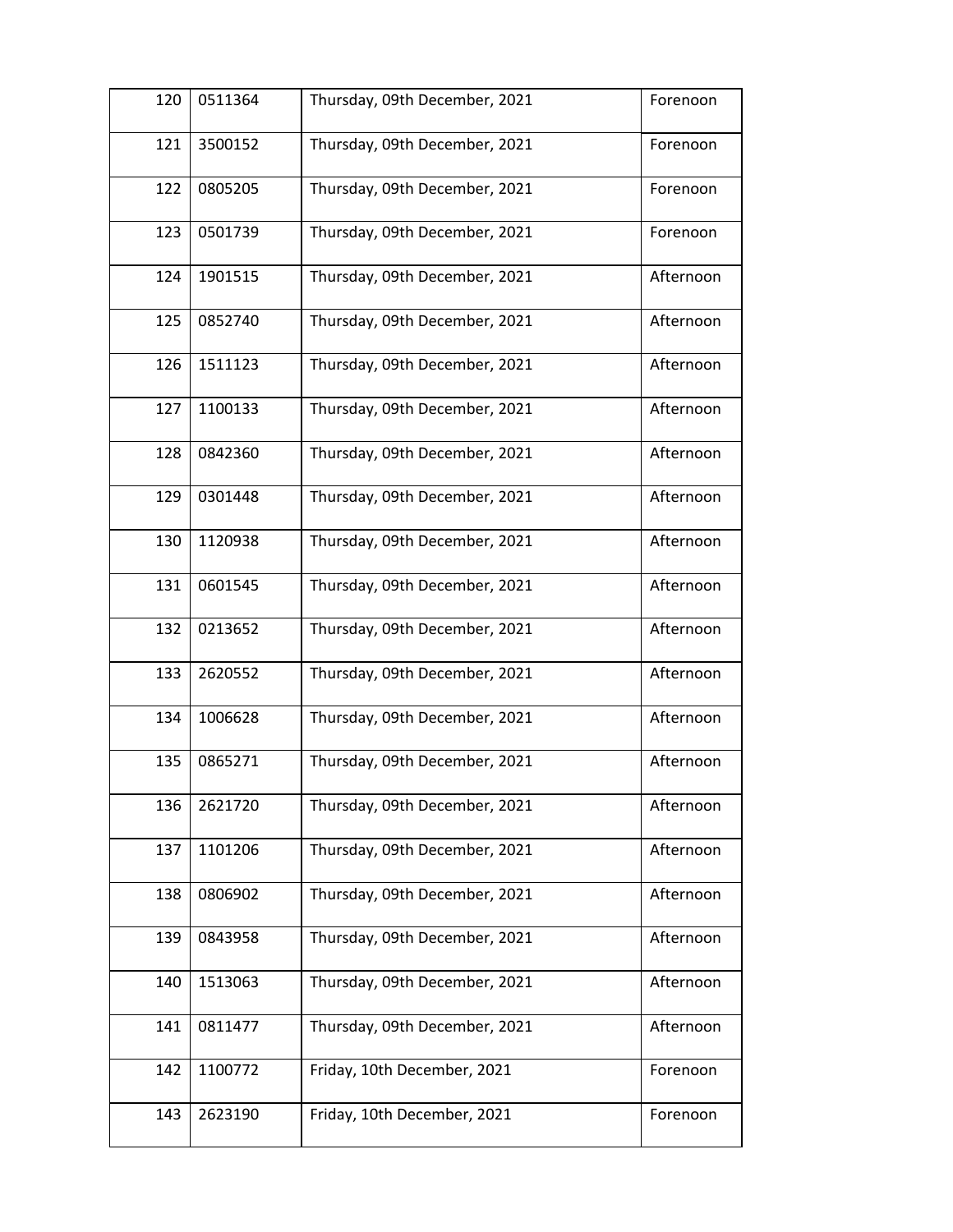| 120 | 0511364 | Thursday, 09th December, 2021 | Forenoon |
|---|---|---|---|
| 121 | 3500152 | Thursday, 09th December, 2021 | Forenoon |
| 122 | 0805205 | Thursday, 09th December, 2021 | Forenoon |
| 123 | 0501739 | Thursday, 09th December, 2021 | Forenoon |
| 124 | 1901515 | Thursday, 09th December, 2021 | Afternoon |
| 125 | 0852740 | Thursday, 09th December, 2021 | Afternoon |
| 126 | 1511123 | Thursday, 09th December, 2021 | Afternoon |
| 127 | 1100133 | Thursday, 09th December, 2021 | Afternoon |
| 128 | 0842360 | Thursday, 09th December, 2021 | Afternoon |
| 129 | 0301448 | Thursday, 09th December, 2021 | Afternoon |
| 130 | 1120938 | Thursday, 09th December, 2021 | Afternoon |
| 131 | 0601545 | Thursday, 09th December, 2021 | Afternoon |
| 132 | 0213652 | Thursday, 09th December, 2021 | Afternoon |
| 133 | 2620552 | Thursday, 09th December, 2021 | Afternoon |
| 134 | 1006628 | Thursday, 09th December, 2021 | Afternoon |
| 135 | 0865271 | Thursday, 09th December, 2021 | Afternoon |
| 136 | 2621720 | Thursday, 09th December, 2021 | Afternoon |
| 137 | 1101206 | Thursday, 09th December, 2021 | Afternoon |
| 138 | 0806902 | Thursday, 09th December, 2021 | Afternoon |
| 139 | 0843958 | Thursday, 09th December, 2021 | Afternoon |
| 140 | 1513063 | Thursday, 09th December, 2021 | Afternoon |
| 141 | 0811477 | Thursday, 09th December, 2021 | Afternoon |
| 142 | 1100772 | Friday, 10th December, 2021 | Forenoon |
| 143 | 2623190 | Friday, 10th December, 2021 | Forenoon |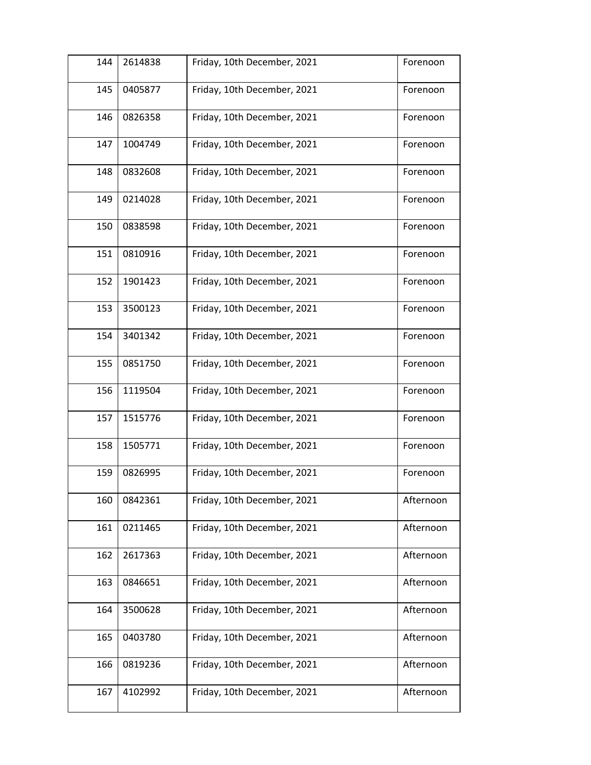| 144 | 2614838 | Friday, 10th December, 2021 | Forenoon |
|---|---|---|---|
| 145 | 0405877 | Friday, 10th December, 2021 | Forenoon |
| 146 | 0826358 | Friday, 10th December, 2021 | Forenoon |
| 147 | 1004749 | Friday, 10th December, 2021 | Forenoon |
| 148 | 0832608 | Friday, 10th December, 2021 | Forenoon |
| 149 | 0214028 | Friday, 10th December, 2021 | Forenoon |
| 150 | 0838598 | Friday, 10th December, 2021 | Forenoon |
| 151 | 0810916 | Friday, 10th December, 2021 | Forenoon |
| 152 | 1901423 | Friday, 10th December, 2021 | Forenoon |
| 153 | 3500123 | Friday, 10th December, 2021 | Forenoon |
| 154 | 3401342 | Friday, 10th December, 2021 | Forenoon |
| 155 | 0851750 | Friday, 10th December, 2021 | Forenoon |
| 156 | 1119504 | Friday, 10th December, 2021 | Forenoon |
| 157 | 1515776 | Friday, 10th December, 2021 | Forenoon |
| 158 | 1505771 | Friday, 10th December, 2021 | Forenoon |
| 159 | 0826995 | Friday, 10th December, 2021 | Forenoon |
| 160 | 0842361 | Friday, 10th December, 2021 | Afternoon |
| 161 | 0211465 | Friday, 10th December, 2021 | Afternoon |
| 162 | 2617363 | Friday, 10th December, 2021 | Afternoon |
| 163 | 0846651 | Friday, 10th December, 2021 | Afternoon |
| 164 | 3500628 | Friday, 10th December, 2021 | Afternoon |
| 165 | 0403780 | Friday, 10th December, 2021 | Afternoon |
| 166 | 0819236 | Friday, 10th December, 2021 | Afternoon |
| 167 | 4102992 | Friday, 10th December, 2021 | Afternoon |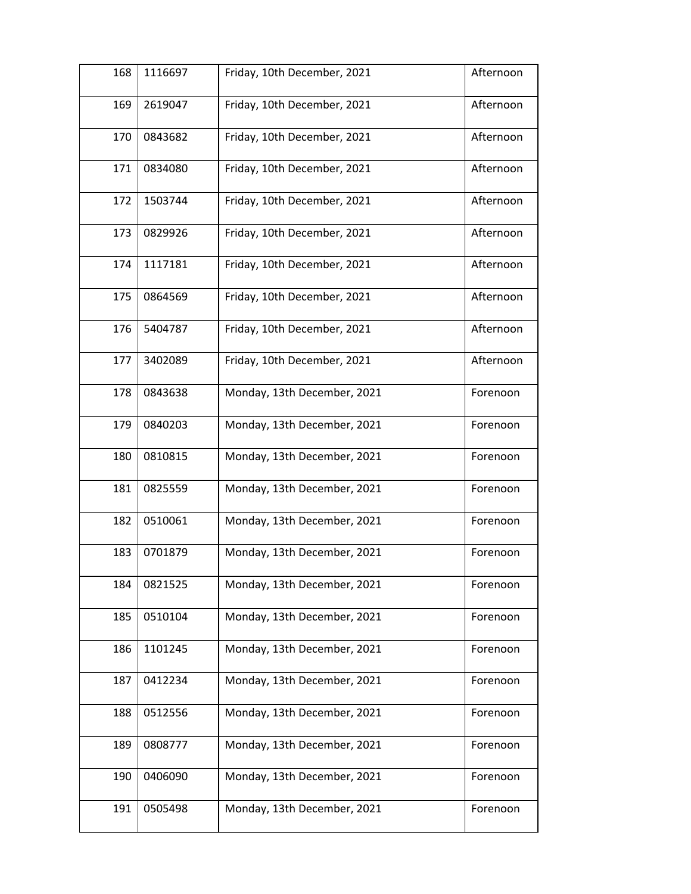| | | | |
|---|---|---|---|
| 168 | 1116697 | Friday, 10th December, 2021 | Afternoon |
| 169 | 2619047 | Friday, 10th December, 2021 | Afternoon |
| 170 | 0843682 | Friday, 10th December, 2021 | Afternoon |
| 171 | 0834080 | Friday, 10th December, 2021 | Afternoon |
| 172 | 1503744 | Friday, 10th December, 2021 | Afternoon |
| 173 | 0829926 | Friday, 10th December, 2021 | Afternoon |
| 174 | 1117181 | Friday, 10th December, 2021 | Afternoon |
| 175 | 0864569 | Friday, 10th December, 2021 | Afternoon |
| 176 | 5404787 | Friday, 10th December, 2021 | Afternoon |
| 177 | 3402089 | Friday, 10th December, 2021 | Afternoon |
| 178 | 0843638 | Monday, 13th December, 2021 | Forenoon |
| 179 | 0840203 | Monday, 13th December, 2021 | Forenoon |
| 180 | 0810815 | Monday, 13th December, 2021 | Forenoon |
| 181 | 0825559 | Monday, 13th December, 2021 | Forenoon |
| 182 | 0510061 | Monday, 13th December, 2021 | Forenoon |
| 183 | 0701879 | Monday, 13th December, 2021 | Forenoon |
| 184 | 0821525 | Monday, 13th December, 2021 | Forenoon |
| 185 | 0510104 | Monday, 13th December, 2021 | Forenoon |
| 186 | 1101245 | Monday, 13th December, 2021 | Forenoon |
| 187 | 0412234 | Monday, 13th December, 2021 | Forenoon |
| 188 | 0512556 | Monday, 13th December, 2021 | Forenoon |
| 189 | 0808777 | Monday, 13th December, 2021 | Forenoon |
| 190 | 0406090 | Monday, 13th December, 2021 | Forenoon |
| 191 | 0505498 | Monday, 13th December, 2021 | Forenoon |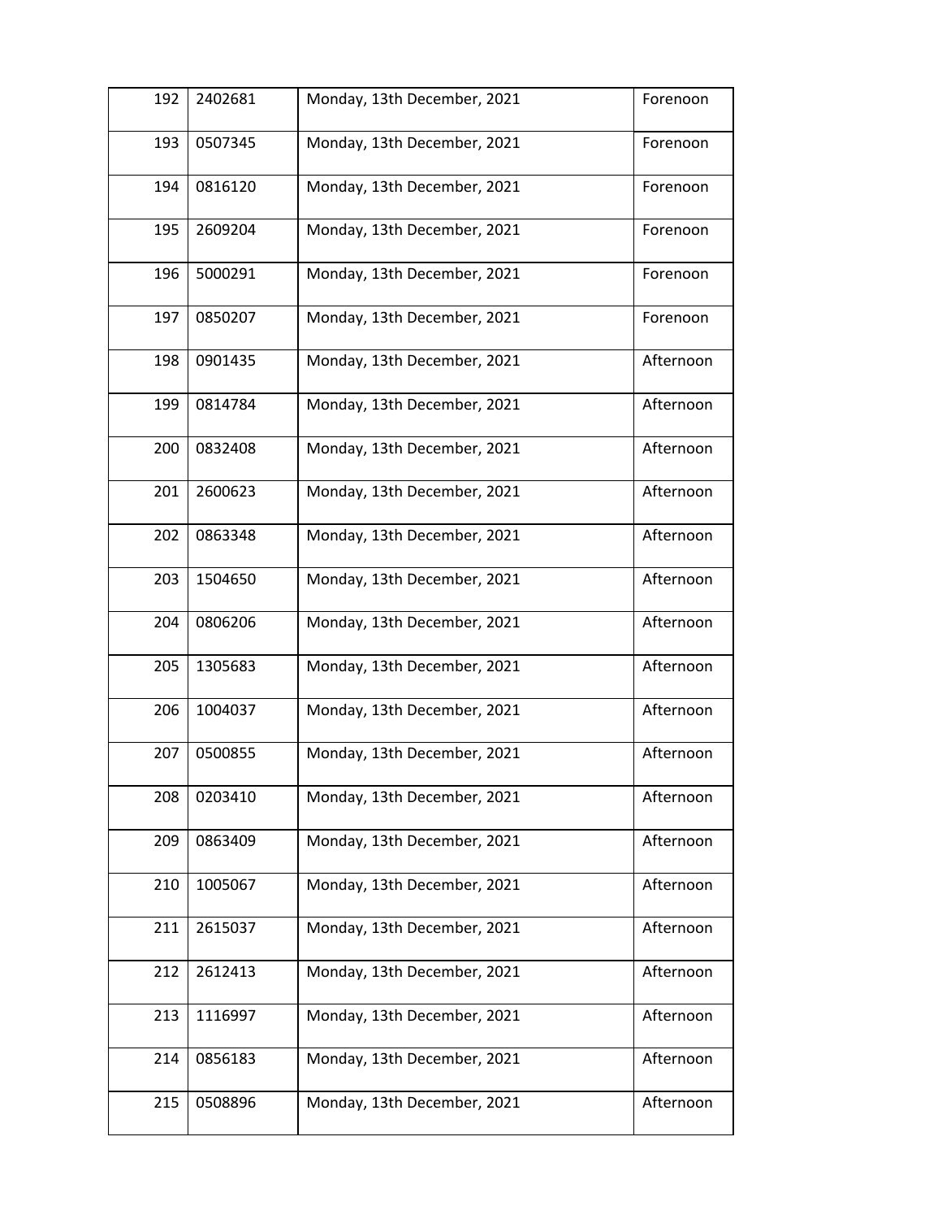| 192 | 2402681 | Monday, 13th December, 2021 | Forenoon |
|---|---|---|---|
| 193 | 0507345 | Monday, 13th December, 2021 | Forenoon |
| 194 | 0816120 | Monday, 13th December, 2021 | Forenoon |
| 195 | 2609204 | Monday, 13th December, 2021 | Forenoon |
| 196 | 5000291 | Monday, 13th December, 2021 | Forenoon |
| 197 | 0850207 | Monday, 13th December, 2021 | Forenoon |
| 198 | 0901435 | Monday, 13th December, 2021 | Afternoon |
| 199 | 0814784 | Monday, 13th December, 2021 | Afternoon |
| 200 | 0832408 | Monday, 13th December, 2021 | Afternoon |
| 201 | 2600623 | Monday, 13th December, 2021 | Afternoon |
| 202 | 0863348 | Monday, 13th December, 2021 | Afternoon |
| 203 | 1504650 | Monday, 13th December, 2021 | Afternoon |
| 204 | 0806206 | Monday, 13th December, 2021 | Afternoon |
| 205 | 1305683 | Monday, 13th December, 2021 | Afternoon |
| 206 | 1004037 | Monday, 13th December, 2021 | Afternoon |
| 207 | 0500855 | Monday, 13th December, 2021 | Afternoon |
| 208 | 0203410 | Monday, 13th December, 2021 | Afternoon |
| 209 | 0863409 | Monday, 13th December, 2021 | Afternoon |
| 210 | 1005067 | Monday, 13th December, 2021 | Afternoon |
| 211 | 2615037 | Monday, 13th December, 2021 | Afternoon |
| 212 | 2612413 | Monday, 13th December, 2021 | Afternoon |
| 213 | 1116997 | Monday, 13th December, 2021 | Afternoon |
| 214 | 0856183 | Monday, 13th December, 2021 | Afternoon |
| 215 | 0508896 | Monday, 13th December, 2021 | Afternoon |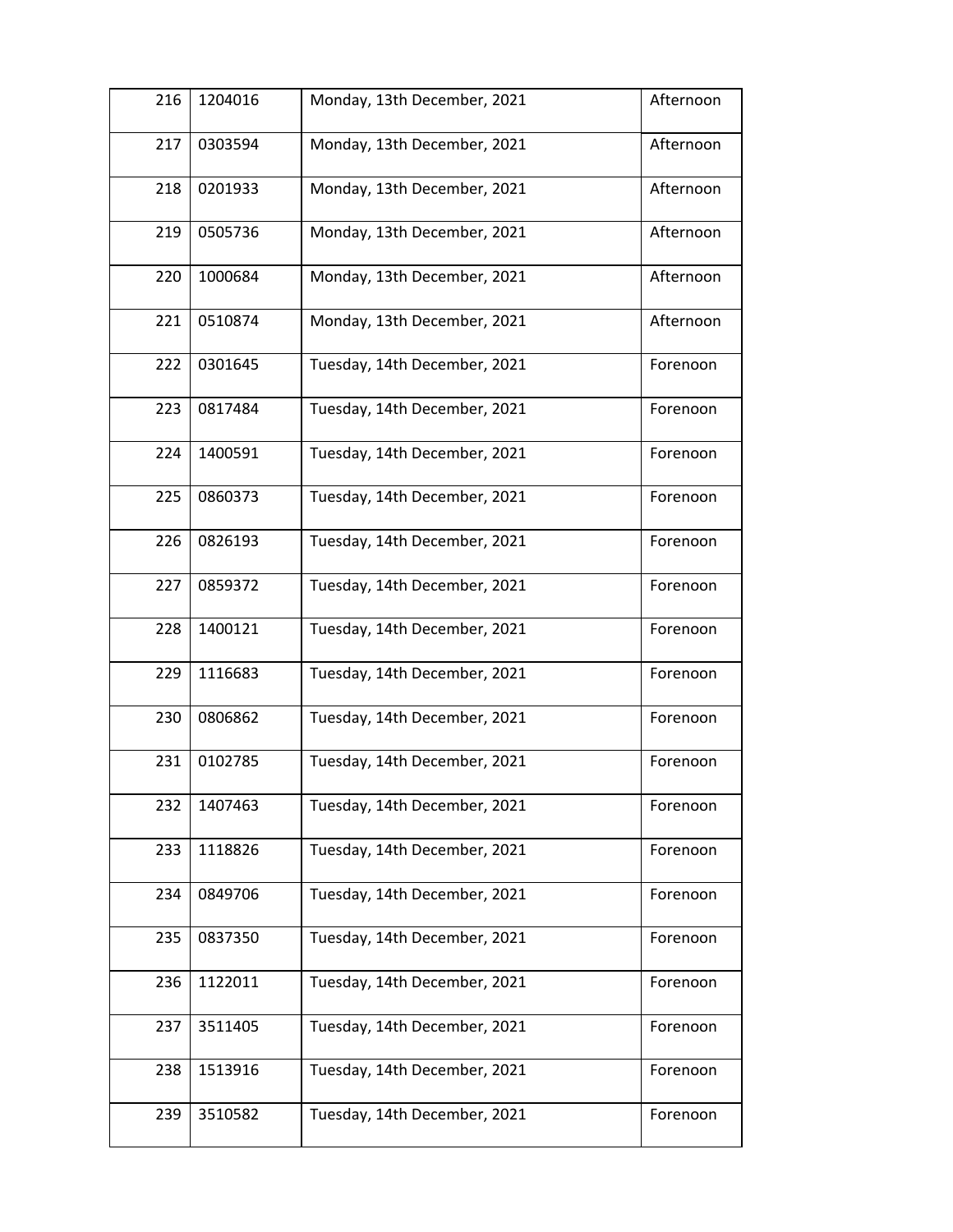| 216 | 1204016 | Monday, 13th December, 2021 | Afternoon |
|---|---|---|---|
| 217 | 0303594 | Monday, 13th December, 2021 | Afternoon |
| 218 | 0201933 | Monday, 13th December, 2021 | Afternoon |
| 219 | 0505736 | Monday, 13th December, 2021 | Afternoon |
| 220 | 1000684 | Monday, 13th December, 2021 | Afternoon |
| 221 | 0510874 | Monday, 13th December, 2021 | Afternoon |
| 222 | 0301645 | Tuesday, 14th December, 2021 | Forenoon |
| 223 | 0817484 | Tuesday, 14th December, 2021 | Forenoon |
| 224 | 1400591 | Tuesday, 14th December, 2021 | Forenoon |
| 225 | 0860373 | Tuesday, 14th December, 2021 | Forenoon |
| 226 | 0826193 | Tuesday, 14th December, 2021 | Forenoon |
| 227 | 0859372 | Tuesday, 14th December, 2021 | Forenoon |
| 228 | 1400121 | Tuesday, 14th December, 2021 | Forenoon |
| 229 | 1116683 | Tuesday, 14th December, 2021 | Forenoon |
| 230 | 0806862 | Tuesday, 14th December, 2021 | Forenoon |
| 231 | 0102785 | Tuesday, 14th December, 2021 | Forenoon |
| 232 | 1407463 | Tuesday, 14th December, 2021 | Forenoon |
| 233 | 1118826 | Tuesday, 14th December, 2021 | Forenoon |
| 234 | 0849706 | Tuesday, 14th December, 2021 | Forenoon |
| 235 | 0837350 | Tuesday, 14th December, 2021 | Forenoon |
| 236 | 1122011 | Tuesday, 14th December, 2021 | Forenoon |
| 237 | 3511405 | Tuesday, 14th December, 2021 | Forenoon |
| 238 | 1513916 | Tuesday, 14th December, 2021 | Forenoon |
| 239 | 3510582 | Tuesday, 14th December, 2021 | Forenoon |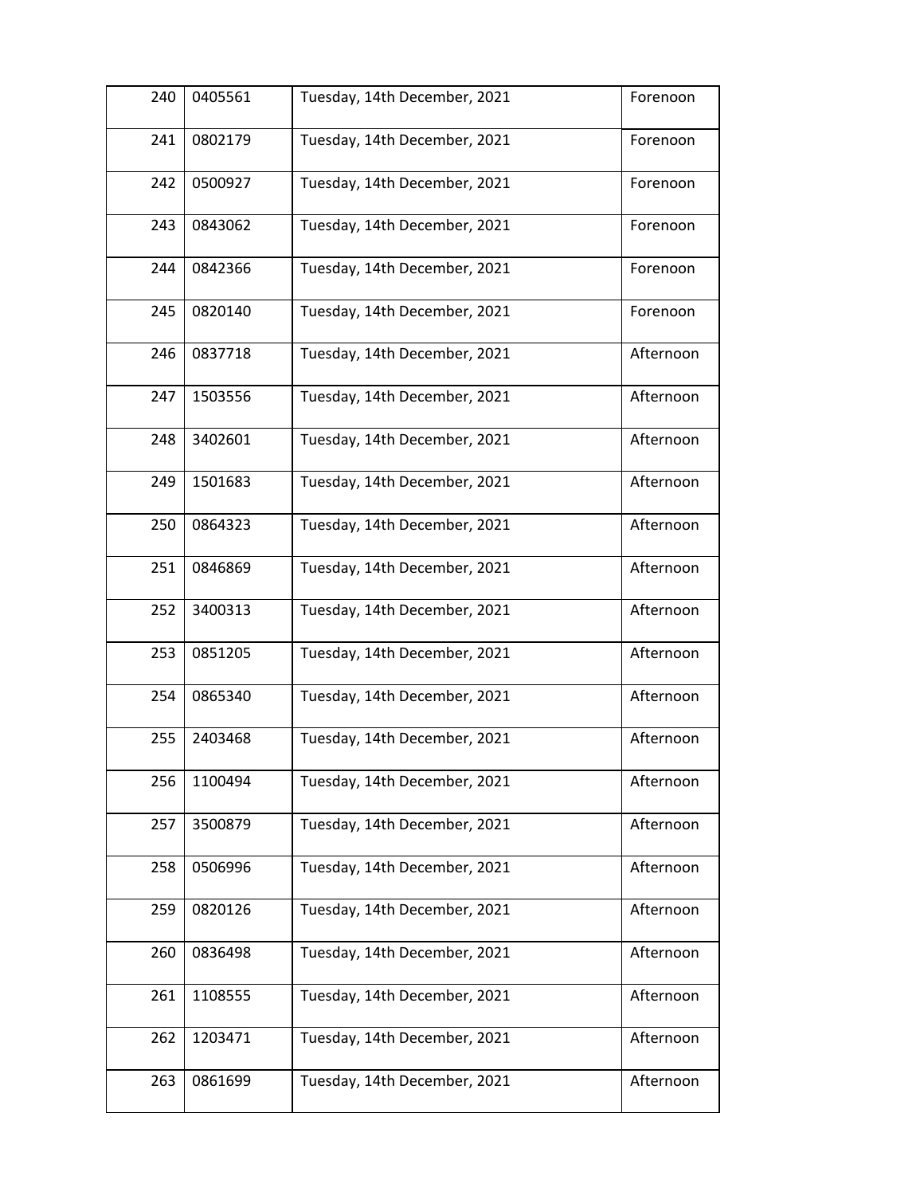| 240 | 0405561 | Tuesday, 14th December, 2021 | Forenoon |
|---|---|---|---|
| 241 | 0802179 | Tuesday, 14th December, 2021 | Forenoon |
| 242 | 0500927 | Tuesday, 14th December, 2021 | Forenoon |
| 243 | 0843062 | Tuesday, 14th December, 2021 | Forenoon |
| 244 | 0842366 | Tuesday, 14th December, 2021 | Forenoon |
| 245 | 0820140 | Tuesday, 14th December, 2021 | Forenoon |
| 246 | 0837718 | Tuesday, 14th December, 2021 | Afternoon |
| 247 | 1503556 | Tuesday, 14th December, 2021 | Afternoon |
| 248 | 3402601 | Tuesday, 14th December, 2021 | Afternoon |
| 249 | 1501683 | Tuesday, 14th December, 2021 | Afternoon |
| 250 | 0864323 | Tuesday, 14th December, 2021 | Afternoon |
| 251 | 0846869 | Tuesday, 14th December, 2021 | Afternoon |
| 252 | 3400313 | Tuesday, 14th December, 2021 | Afternoon |
| 253 | 0851205 | Tuesday, 14th December, 2021 | Afternoon |
| 254 | 0865340 | Tuesday, 14th December, 2021 | Afternoon |
| 255 | 2403468 | Tuesday, 14th December, 2021 | Afternoon |
| 256 | 1100494 | Tuesday, 14th December, 2021 | Afternoon |
| 257 | 3500879 | Tuesday, 14th December, 2021 | Afternoon |
| 258 | 0506996 | Tuesday, 14th December, 2021 | Afternoon |
| 259 | 0820126 | Tuesday, 14th December, 2021 | Afternoon |
| 260 | 0836498 | Tuesday, 14th December, 2021 | Afternoon |
| 261 | 1108555 | Tuesday, 14th December, 2021 | Afternoon |
| 262 | 1203471 | Tuesday, 14th December, 2021 | Afternoon |
| 263 | 0861699 | Tuesday, 14th December, 2021 | Afternoon |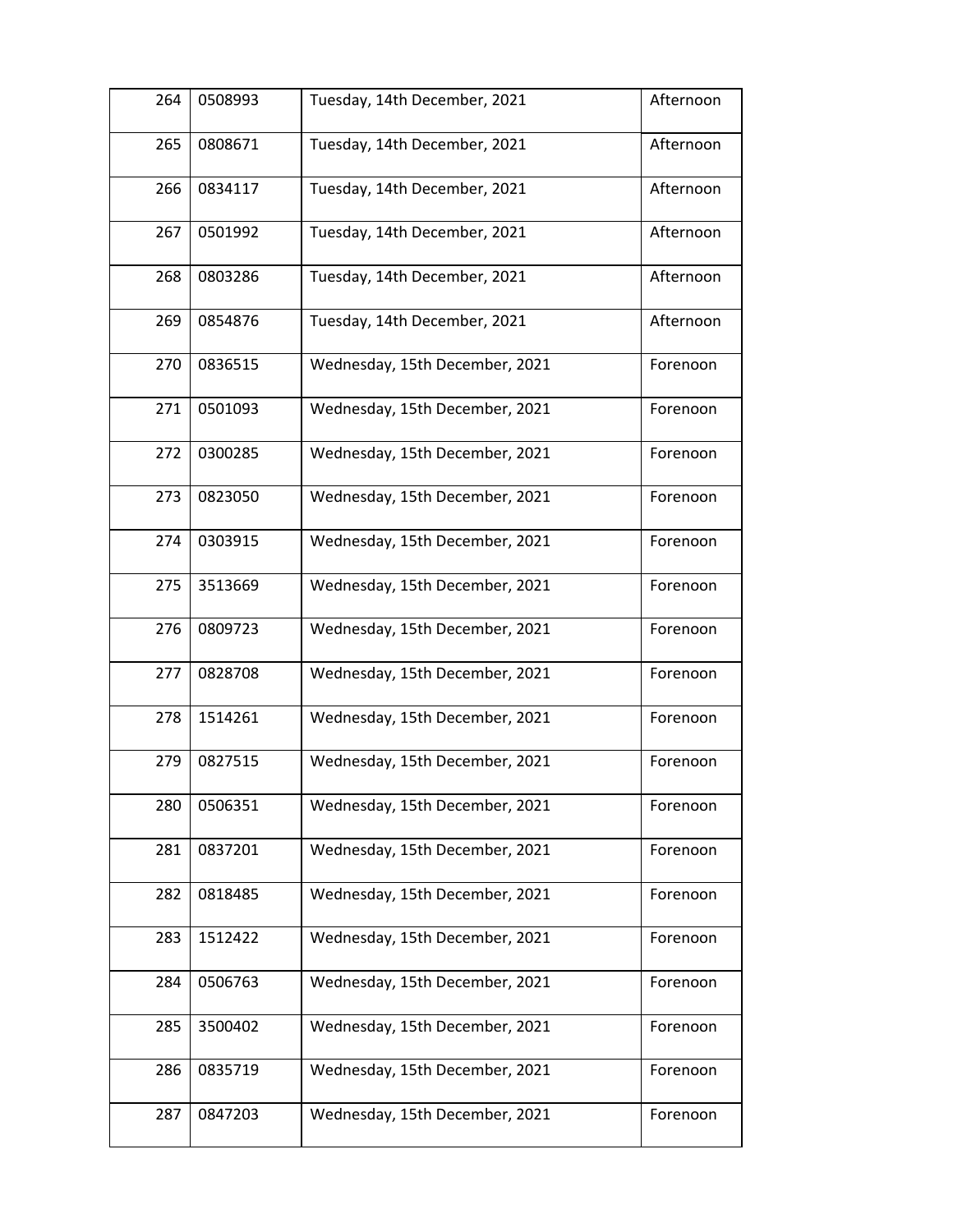| | | | |
|---|---|---|---|
| 264 | 0508993 | Tuesday, 14th December, 2021 | Afternoon |
| 265 | 0808671 | Tuesday, 14th December, 2021 | Afternoon |
| 266 | 0834117 | Tuesday, 14th December, 2021 | Afternoon |
| 267 | 0501992 | Tuesday, 14th December, 2021 | Afternoon |
| 268 | 0803286 | Tuesday, 14th December, 2021 | Afternoon |
| 269 | 0854876 | Tuesday, 14th December, 2021 | Afternoon |
| 270 | 0836515 | Wednesday, 15th December, 2021 | Forenoon |
| 271 | 0501093 | Wednesday, 15th December, 2021 | Forenoon |
| 272 | 0300285 | Wednesday, 15th December, 2021 | Forenoon |
| 273 | 0823050 | Wednesday, 15th December, 2021 | Forenoon |
| 274 | 0303915 | Wednesday, 15th December, 2021 | Forenoon |
| 275 | 3513669 | Wednesday, 15th December, 2021 | Forenoon |
| 276 | 0809723 | Wednesday, 15th December, 2021 | Forenoon |
| 277 | 0828708 | Wednesday, 15th December, 2021 | Forenoon |
| 278 | 1514261 | Wednesday, 15th December, 2021 | Forenoon |
| 279 | 0827515 | Wednesday, 15th December, 2021 | Forenoon |
| 280 | 0506351 | Wednesday, 15th December, 2021 | Forenoon |
| 281 | 0837201 | Wednesday, 15th December, 2021 | Forenoon |
| 282 | 0818485 | Wednesday, 15th December, 2021 | Forenoon |
| 283 | 1512422 | Wednesday, 15th December, 2021 | Forenoon |
| 284 | 0506763 | Wednesday, 15th December, 2021 | Forenoon |
| 285 | 3500402 | Wednesday, 15th December, 2021 | Forenoon |
| 286 | 0835719 | Wednesday, 15th December, 2021 | Forenoon |
| 287 | 0847203 | Wednesday, 15th December, 2021 | Forenoon |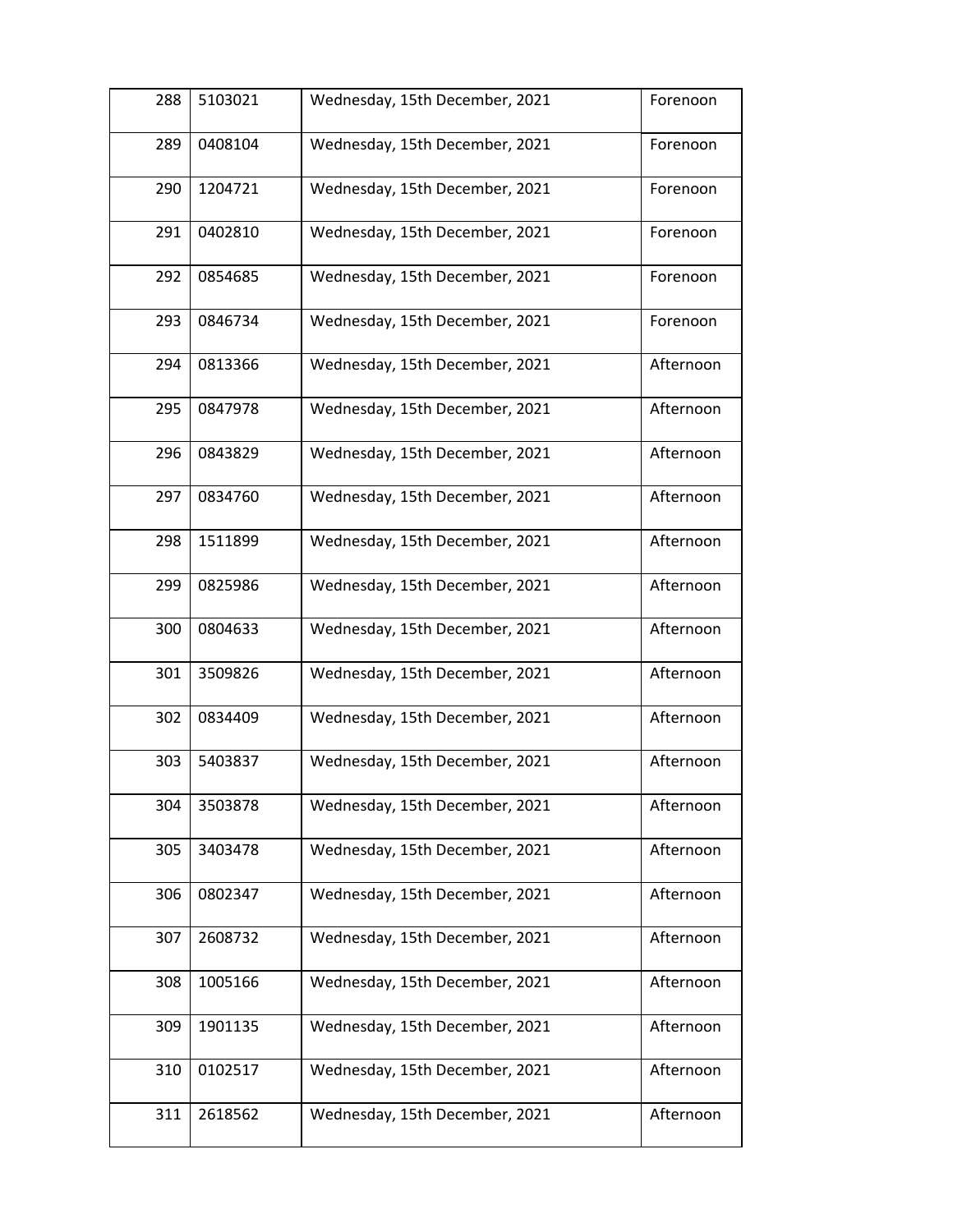| 288 | 5103021 | Wednesday, 15th December, 2021 | Forenoon |
|---|---|---|---|
| 289 | 0408104 | Wednesday, 15th December, 2021 | Forenoon |
| 290 | 1204721 | Wednesday, 15th December, 2021 | Forenoon |
| 291 | 0402810 | Wednesday, 15th December, 2021 | Forenoon |
| 292 | 0854685 | Wednesday, 15th December, 2021 | Forenoon |
| 293 | 0846734 | Wednesday, 15th December, 2021 | Forenoon |
| 294 | 0813366 | Wednesday, 15th December, 2021 | Afternoon |
| 295 | 0847978 | Wednesday, 15th December, 2021 | Afternoon |
| 296 | 0843829 | Wednesday, 15th December, 2021 | Afternoon |
| 297 | 0834760 | Wednesday, 15th December, 2021 | Afternoon |
| 298 | 1511899 | Wednesday, 15th December, 2021 | Afternoon |
| 299 | 0825986 | Wednesday, 15th December, 2021 | Afternoon |
| 300 | 0804633 | Wednesday, 15th December, 2021 | Afternoon |
| 301 | 3509826 | Wednesday, 15th December, 2021 | Afternoon |
| 302 | 0834409 | Wednesday, 15th December, 2021 | Afternoon |
| 303 | 5403837 | Wednesday, 15th December, 2021 | Afternoon |
| 304 | 3503878 | Wednesday, 15th December, 2021 | Afternoon |
| 305 | 3403478 | Wednesday, 15th December, 2021 | Afternoon |
| 306 | 0802347 | Wednesday, 15th December, 2021 | Afternoon |
| 307 | 2608732 | Wednesday, 15th December, 2021 | Afternoon |
| 308 | 1005166 | Wednesday, 15th December, 2021 | Afternoon |
| 309 | 1901135 | Wednesday, 15th December, 2021 | Afternoon |
| 310 | 0102517 | Wednesday, 15th December, 2021 | Afternoon |
| 311 | 2618562 | Wednesday, 15th December, 2021 | Afternoon |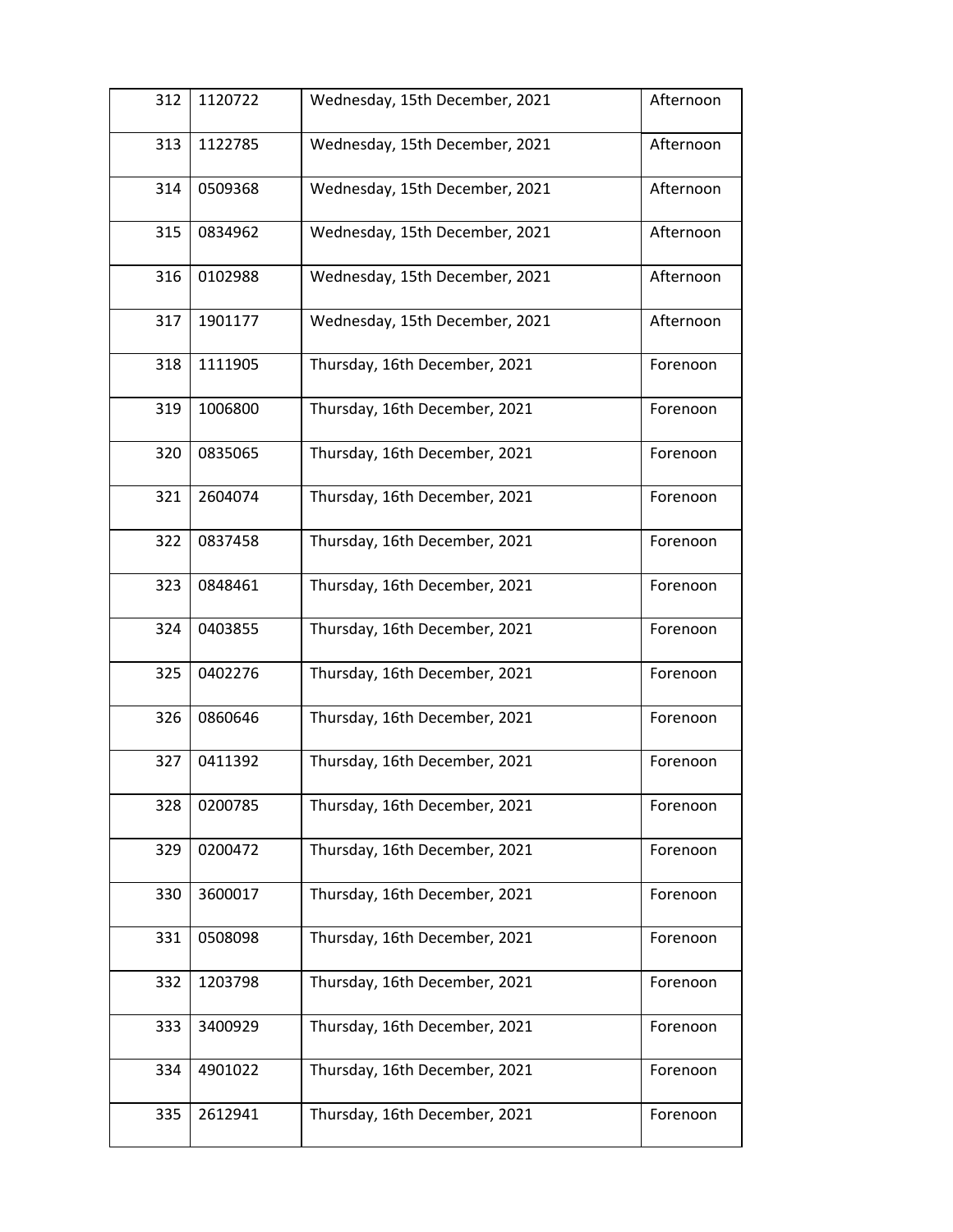| | | | |
|---|---|---|---|
| 312 | 1120722 | Wednesday, 15th December, 2021 | Afternoon |
| 313 | 1122785 | Wednesday, 15th December, 2021 | Afternoon |
| 314 | 0509368 | Wednesday, 15th December, 2021 | Afternoon |
| 315 | 0834962 | Wednesday, 15th December, 2021 | Afternoon |
| 316 | 0102988 | Wednesday, 15th December, 2021 | Afternoon |
| 317 | 1901177 | Wednesday, 15th December, 2021 | Afternoon |
| 318 | 1111905 | Thursday, 16th December, 2021 | Forenoon |
| 319 | 1006800 | Thursday, 16th December, 2021 | Forenoon |
| 320 | 0835065 | Thursday, 16th December, 2021 | Forenoon |
| 321 | 2604074 | Thursday, 16th December, 2021 | Forenoon |
| 322 | 0837458 | Thursday, 16th December, 2021 | Forenoon |
| 323 | 0848461 | Thursday, 16th December, 2021 | Forenoon |
| 324 | 0403855 | Thursday, 16th December, 2021 | Forenoon |
| 325 | 0402276 | Thursday, 16th December, 2021 | Forenoon |
| 326 | 0860646 | Thursday, 16th December, 2021 | Forenoon |
| 327 | 0411392 | Thursday, 16th December, 2021 | Forenoon |
| 328 | 0200785 | Thursday, 16th December, 2021 | Forenoon |
| 329 | 0200472 | Thursday, 16th December, 2021 | Forenoon |
| 330 | 3600017 | Thursday, 16th December, 2021 | Forenoon |
| 331 | 0508098 | Thursday, 16th December, 2021 | Forenoon |
| 332 | 1203798 | Thursday, 16th December, 2021 | Forenoon |
| 333 | 3400929 | Thursday, 16th December, 2021 | Forenoon |
| 334 | 4901022 | Thursday, 16th December, 2021 | Forenoon |
| 335 | 2612941 | Thursday, 16th December, 2021 | Forenoon |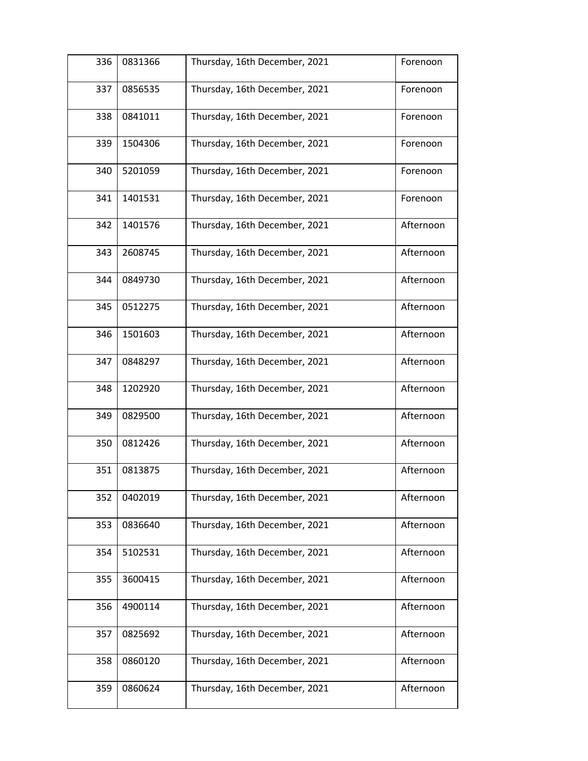| 336 | 0831366 | Thursday, 16th December, 2021 | Forenoon |
|---|---|---|---|
| 337 | 0856535 | Thursday, 16th December, 2021 | Forenoon |
| 338 | 0841011 | Thursday, 16th December, 2021 | Forenoon |
| 339 | 1504306 | Thursday, 16th December, 2021 | Forenoon |
| 340 | 5201059 | Thursday, 16th December, 2021 | Forenoon |
| 341 | 1401531 | Thursday, 16th December, 2021 | Forenoon |
| 342 | 1401576 | Thursday, 16th December, 2021 | Afternoon |
| 343 | 2608745 | Thursday, 16th December, 2021 | Afternoon |
| 344 | 0849730 | Thursday, 16th December, 2021 | Afternoon |
| 345 | 0512275 | Thursday, 16th December, 2021 | Afternoon |
| 346 | 1501603 | Thursday, 16th December, 2021 | Afternoon |
| 347 | 0848297 | Thursday, 16th December, 2021 | Afternoon |
| 348 | 1202920 | Thursday, 16th December, 2021 | Afternoon |
| 349 | 0829500 | Thursday, 16th December, 2021 | Afternoon |
| 350 | 0812426 | Thursday, 16th December, 2021 | Afternoon |
| 351 | 0813875 | Thursday, 16th December, 2021 | Afternoon |
| 352 | 0402019 | Thursday, 16th December, 2021 | Afternoon |
| 353 | 0836640 | Thursday, 16th December, 2021 | Afternoon |
| 354 | 5102531 | Thursday, 16th December, 2021 | Afternoon |
| 355 | 3600415 | Thursday, 16th December, 2021 | Afternoon |
| 356 | 4900114 | Thursday, 16th December, 2021 | Afternoon |
| 357 | 0825692 | Thursday, 16th December, 2021 | Afternoon |
| 358 | 0860120 | Thursday, 16th December, 2021 | Afternoon |
| 359 | 0860624 | Thursday, 16th December, 2021 | Afternoon |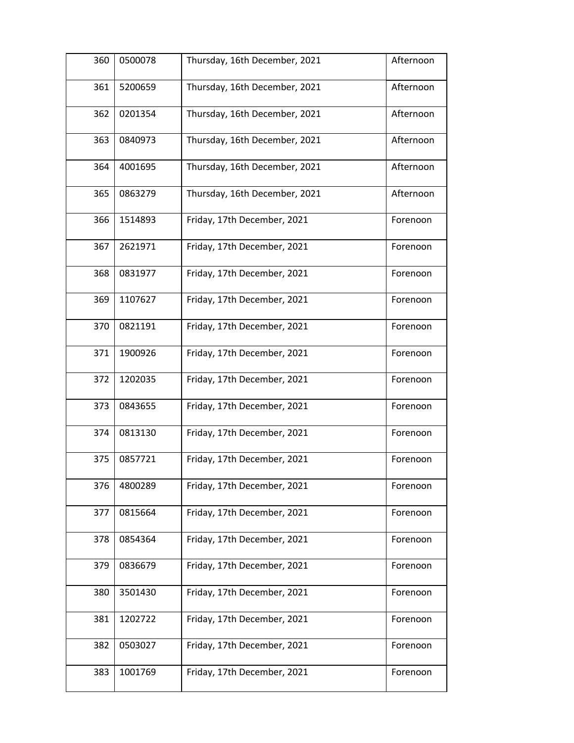| | | | |
|---|---|---|---|
| 360 | 0500078 | Thursday, 16th December, 2021 | Afternoon |
| 361 | 5200659 | Thursday, 16th December, 2021 | Afternoon |
| 362 | 0201354 | Thursday, 16th December, 2021 | Afternoon |
| 363 | 0840973 | Thursday, 16th December, 2021 | Afternoon |
| 364 | 4001695 | Thursday, 16th December, 2021 | Afternoon |
| 365 | 0863279 | Thursday, 16th December, 2021 | Afternoon |
| 366 | 1514893 | Friday, 17th December, 2021 | Forenoon |
| 367 | 2621971 | Friday, 17th December, 2021 | Forenoon |
| 368 | 0831977 | Friday, 17th December, 2021 | Forenoon |
| 369 | 1107627 | Friday, 17th December, 2021 | Forenoon |
| 370 | 0821191 | Friday, 17th December, 2021 | Forenoon |
| 371 | 1900926 | Friday, 17th December, 2021 | Forenoon |
| 372 | 1202035 | Friday, 17th December, 2021 | Forenoon |
| 373 | 0843655 | Friday, 17th December, 2021 | Forenoon |
| 374 | 0813130 | Friday, 17th December, 2021 | Forenoon |
| 375 | 0857721 | Friday, 17th December, 2021 | Forenoon |
| 376 | 4800289 | Friday, 17th December, 2021 | Forenoon |
| 377 | 0815664 | Friday, 17th December, 2021 | Forenoon |
| 378 | 0854364 | Friday, 17th December, 2021 | Forenoon |
| 379 | 0836679 | Friday, 17th December, 2021 | Forenoon |
| 380 | 3501430 | Friday, 17th December, 2021 | Forenoon |
| 381 | 1202722 | Friday, 17th December, 2021 | Forenoon |
| 382 | 0503027 | Friday, 17th December, 2021 | Forenoon |
| 383 | 1001769 | Friday, 17th December, 2021 | Forenoon |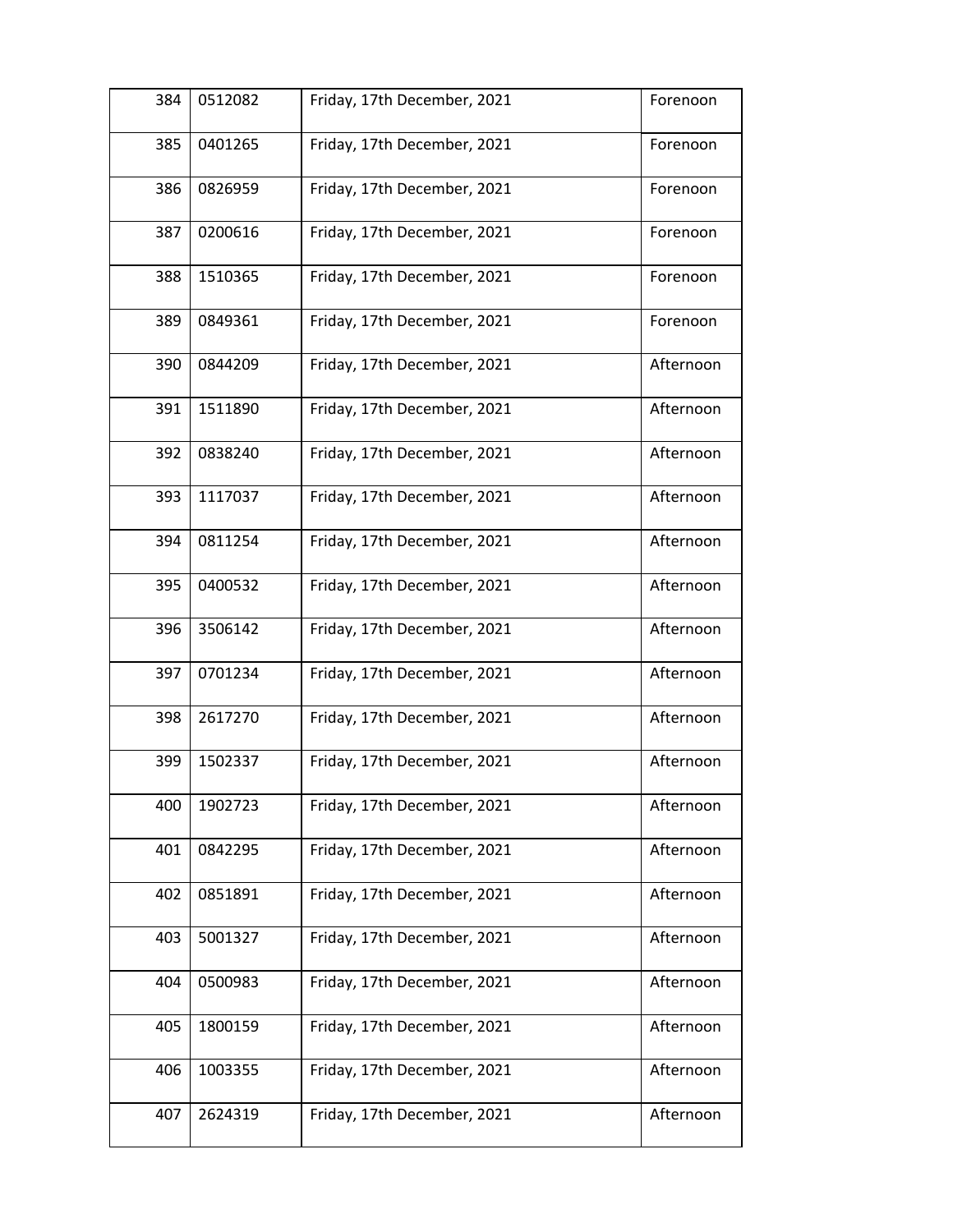| | | | |
|---|---|---|---|
| 384 | 0512082 | Friday, 17th December, 2021 | Forenoon |
| 385 | 0401265 | Friday, 17th December, 2021 | Forenoon |
| 386 | 0826959 | Friday, 17th December, 2021 | Forenoon |
| 387 | 0200616 | Friday, 17th December, 2021 | Forenoon |
| 388 | 1510365 | Friday, 17th December, 2021 | Forenoon |
| 389 | 0849361 | Friday, 17th December, 2021 | Forenoon |
| 390 | 0844209 | Friday, 17th December, 2021 | Afternoon |
| 391 | 1511890 | Friday, 17th December, 2021 | Afternoon |
| 392 | 0838240 | Friday, 17th December, 2021 | Afternoon |
| 393 | 1117037 | Friday, 17th December, 2021 | Afternoon |
| 394 | 0811254 | Friday, 17th December, 2021 | Afternoon |
| 395 | 0400532 | Friday, 17th December, 2021 | Afternoon |
| 396 | 3506142 | Friday, 17th December, 2021 | Afternoon |
| 397 | 0701234 | Friday, 17th December, 2021 | Afternoon |
| 398 | 2617270 | Friday, 17th December, 2021 | Afternoon |
| 399 | 1502337 | Friday, 17th December, 2021 | Afternoon |
| 400 | 1902723 | Friday, 17th December, 2021 | Afternoon |
| 401 | 0842295 | Friday, 17th December, 2021 | Afternoon |
| 402 | 0851891 | Friday, 17th December, 2021 | Afternoon |
| 403 | 5001327 | Friday, 17th December, 2021 | Afternoon |
| 404 | 0500983 | Friday, 17th December, 2021 | Afternoon |
| 405 | 1800159 | Friday, 17th December, 2021 | Afternoon |
| 406 | 1003355 | Friday, 17th December, 2021 | Afternoon |
| 407 | 2624319 | Friday, 17th December, 2021 | Afternoon |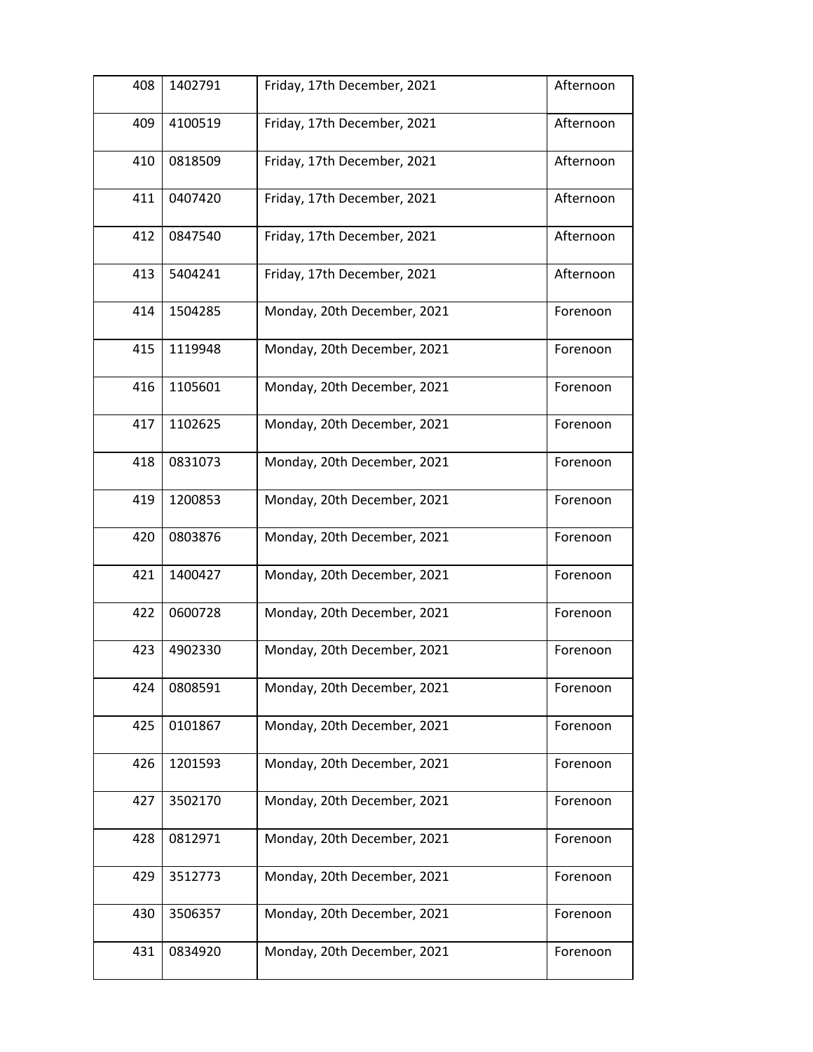| 408 | 1402791 | Friday, 17th December, 2021 | Afternoon |
|---|---|---|---|
| 409 | 4100519 | Friday, 17th December, 2021 | Afternoon |
| 410 | 0818509 | Friday, 17th December, 2021 | Afternoon |
| 411 | 0407420 | Friday, 17th December, 2021 | Afternoon |
| 412 | 0847540 | Friday, 17th December, 2021 | Afternoon |
| 413 | 5404241 | Friday, 17th December, 2021 | Afternoon |
| 414 | 1504285 | Monday, 20th December, 2021 | Forenoon |
| 415 | 1119948 | Monday, 20th December, 2021 | Forenoon |
| 416 | 1105601 | Monday, 20th December, 2021 | Forenoon |
| 417 | 1102625 | Monday, 20th December, 2021 | Forenoon |
| 418 | 0831073 | Monday, 20th December, 2021 | Forenoon |
| 419 | 1200853 | Monday, 20th December, 2021 | Forenoon |
| 420 | 0803876 | Monday, 20th December, 2021 | Forenoon |
| 421 | 1400427 | Monday, 20th December, 2021 | Forenoon |
| 422 | 0600728 | Monday, 20th December, 2021 | Forenoon |
| 423 | 4902330 | Monday, 20th December, 2021 | Forenoon |
| 424 | 0808591 | Monday, 20th December, 2021 | Forenoon |
| 425 | 0101867 | Monday, 20th December, 2021 | Forenoon |
| 426 | 1201593 | Monday, 20th December, 2021 | Forenoon |
| 427 | 3502170 | Monday, 20th December, 2021 | Forenoon |
| 428 | 0812971 | Monday, 20th December, 2021 | Forenoon |
| 429 | 3512773 | Monday, 20th December, 2021 | Forenoon |
| 430 | 3506357 | Monday, 20th December, 2021 | Forenoon |
| 431 | 0834920 | Monday, 20th December, 2021 | Forenoon |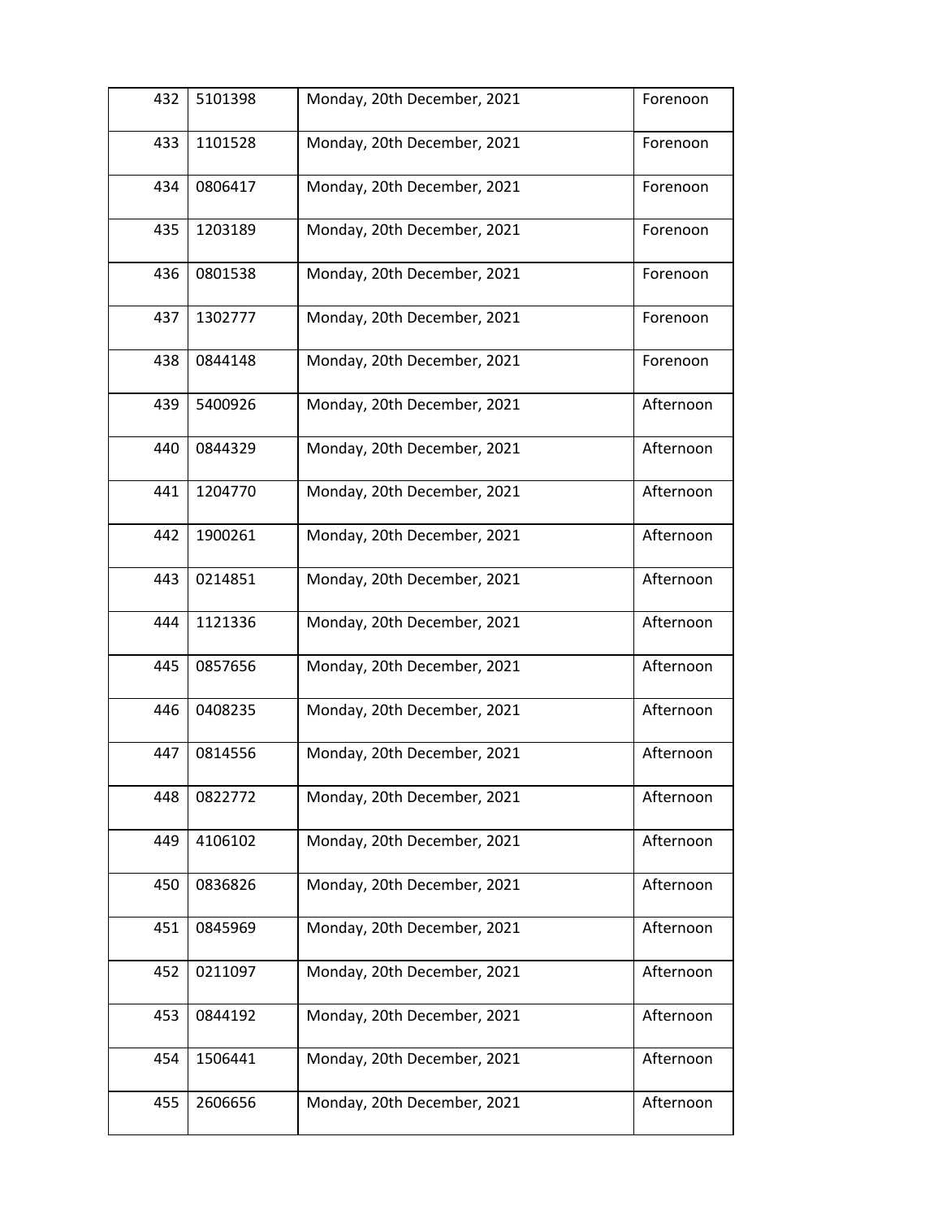| | | | |
|---|---|---|---|
| 432 | 5101398 | Monday, 20th December, 2021 | Forenoon |
| 433 | 1101528 | Monday, 20th December, 2021 | Forenoon |
| 434 | 0806417 | Monday, 20th December, 2021 | Forenoon |
| 435 | 1203189 | Monday, 20th December, 2021 | Forenoon |
| 436 | 0801538 | Monday, 20th December, 2021 | Forenoon |
| 437 | 1302777 | Monday, 20th December, 2021 | Forenoon |
| 438 | 0844148 | Monday, 20th December, 2021 | Forenoon |
| 439 | 5400926 | Monday, 20th December, 2021 | Afternoon |
| 440 | 0844329 | Monday, 20th December, 2021 | Afternoon |
| 441 | 1204770 | Monday, 20th December, 2021 | Afternoon |
| 442 | 1900261 | Monday, 20th December, 2021 | Afternoon |
| 443 | 0214851 | Monday, 20th December, 2021 | Afternoon |
| 444 | 1121336 | Monday, 20th December, 2021 | Afternoon |
| 445 | 0857656 | Monday, 20th December, 2021 | Afternoon |
| 446 | 0408235 | Monday, 20th December, 2021 | Afternoon |
| 447 | 0814556 | Monday, 20th December, 2021 | Afternoon |
| 448 | 0822772 | Monday, 20th December, 2021 | Afternoon |
| 449 | 4106102 | Monday, 20th December, 2021 | Afternoon |
| 450 | 0836826 | Monday, 20th December, 2021 | Afternoon |
| 451 | 0845969 | Monday, 20th December, 2021 | Afternoon |
| 452 | 0211097 | Monday, 20th December, 2021 | Afternoon |
| 453 | 0844192 | Monday, 20th December, 2021 | Afternoon |
| 454 | 1506441 | Monday, 20th December, 2021 | Afternoon |
| 455 | 2606656 | Monday, 20th December, 2021 | Afternoon |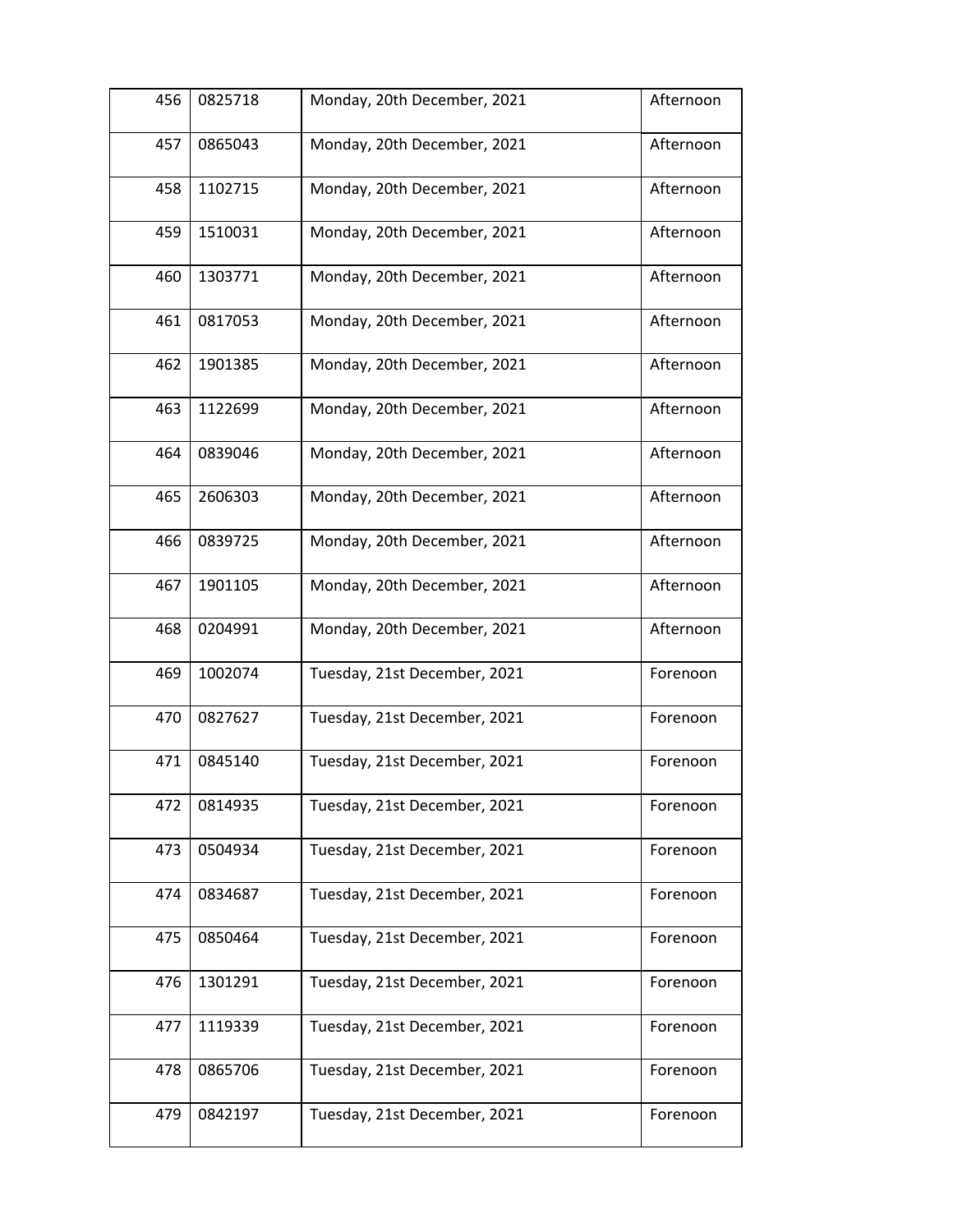| | | | |
|---|---|---|---|
| 456 | 0825718 | Monday, 20th December, 2021 | Afternoon |
| 457 | 0865043 | Monday, 20th December, 2021 | Afternoon |
| 458 | 1102715 | Monday, 20th December, 2021 | Afternoon |
| 459 | 1510031 | Monday, 20th December, 2021 | Afternoon |
| 460 | 1303771 | Monday, 20th December, 2021 | Afternoon |
| 461 | 0817053 | Monday, 20th December, 2021 | Afternoon |
| 462 | 1901385 | Monday, 20th December, 2021 | Afternoon |
| 463 | 1122699 | Monday, 20th December, 2021 | Afternoon |
| 464 | 0839046 | Monday, 20th December, 2021 | Afternoon |
| 465 | 2606303 | Monday, 20th December, 2021 | Afternoon |
| 466 | 0839725 | Monday, 20th December, 2021 | Afternoon |
| 467 | 1901105 | Monday, 20th December, 2021 | Afternoon |
| 468 | 0204991 | Monday, 20th December, 2021 | Afternoon |
| 469 | 1002074 | Tuesday, 21st December, 2021 | Forenoon |
| 470 | 0827627 | Tuesday, 21st December, 2021 | Forenoon |
| 471 | 0845140 | Tuesday, 21st December, 2021 | Forenoon |
| 472 | 0814935 | Tuesday, 21st December, 2021 | Forenoon |
| 473 | 0504934 | Tuesday, 21st December, 2021 | Forenoon |
| 474 | 0834687 | Tuesday, 21st December, 2021 | Forenoon |
| 475 | 0850464 | Tuesday, 21st December, 2021 | Forenoon |
| 476 | 1301291 | Tuesday, 21st December, 2021 | Forenoon |
| 477 | 1119339 | Tuesday, 21st December, 2021 | Forenoon |
| 478 | 0865706 | Tuesday, 21st December, 2021 | Forenoon |
| 479 | 0842197 | Tuesday, 21st December, 2021 | Forenoon |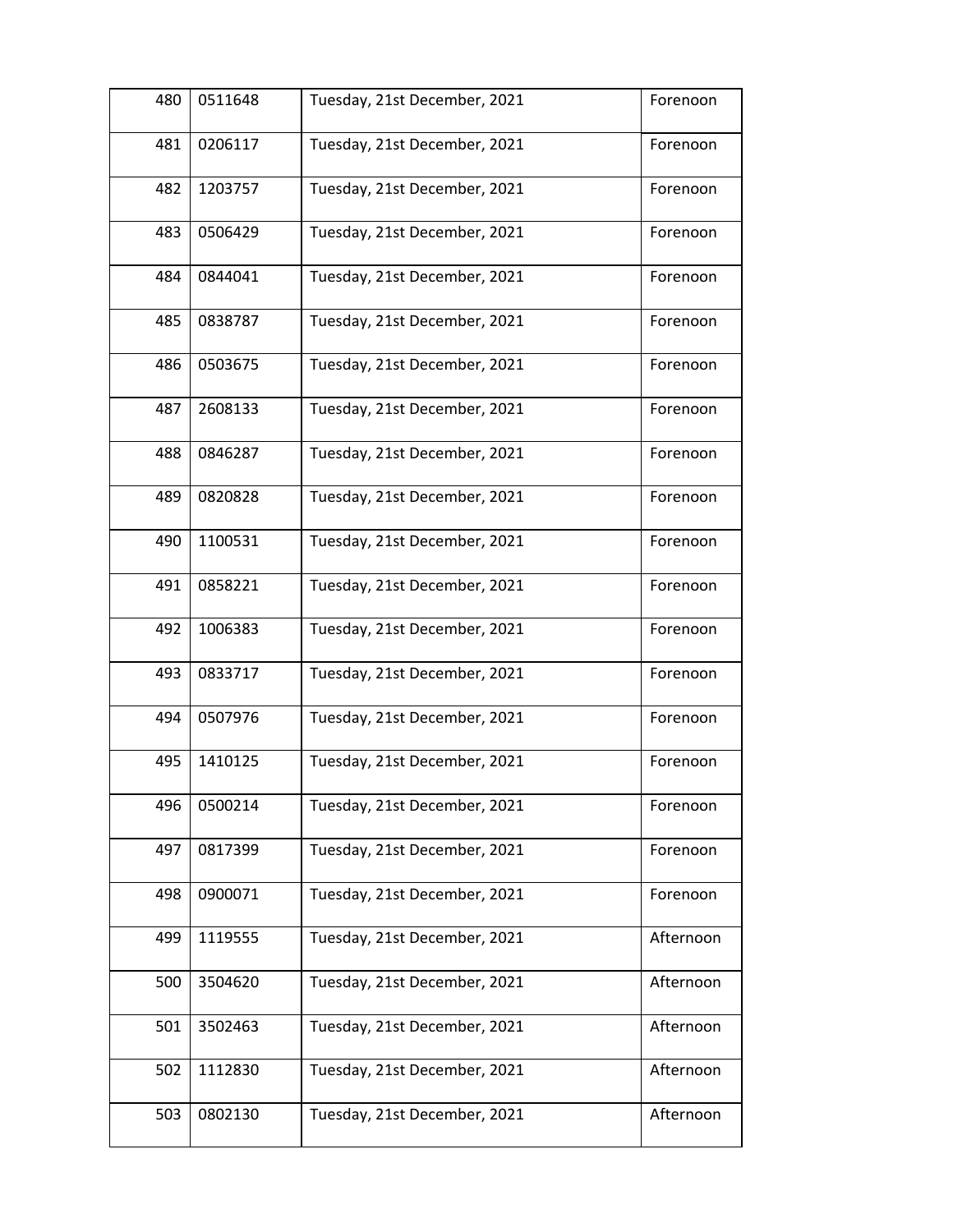| 480 | 0511648 | Tuesday, 21st December, 2021 | Forenoon |
|---|---|---|---|
| 481 | 0206117 | Tuesday, 21st December, 2021 | Forenoon |
| 482 | 1203757 | Tuesday, 21st December, 2021 | Forenoon |
| 483 | 0506429 | Tuesday, 21st December, 2021 | Forenoon |
| 484 | 0844041 | Tuesday, 21st December, 2021 | Forenoon |
| 485 | 0838787 | Tuesday, 21st December, 2021 | Forenoon |
| 486 | 0503675 | Tuesday, 21st December, 2021 | Forenoon |
| 487 | 2608133 | Tuesday, 21st December, 2021 | Forenoon |
| 488 | 0846287 | Tuesday, 21st December, 2021 | Forenoon |
| 489 | 0820828 | Tuesday, 21st December, 2021 | Forenoon |
| 490 | 1100531 | Tuesday, 21st December, 2021 | Forenoon |
| 491 | 0858221 | Tuesday, 21st December, 2021 | Forenoon |
| 492 | 1006383 | Tuesday, 21st December, 2021 | Forenoon |
| 493 | 0833717 | Tuesday, 21st December, 2021 | Forenoon |
| 494 | 0507976 | Tuesday, 21st December, 2021 | Forenoon |
| 495 | 1410125 | Tuesday, 21st December, 2021 | Forenoon |
| 496 | 0500214 | Tuesday, 21st December, 2021 | Forenoon |
| 497 | 0817399 | Tuesday, 21st December, 2021 | Forenoon |
| 498 | 0900071 | Tuesday, 21st December, 2021 | Forenoon |
| 499 | 1119555 | Tuesday, 21st December, 2021 | Afternoon |
| 500 | 3504620 | Tuesday, 21st December, 2021 | Afternoon |
| 501 | 3502463 | Tuesday, 21st December, 2021 | Afternoon |
| 502 | 1112830 | Tuesday, 21st December, 2021 | Afternoon |
| 503 | 0802130 | Tuesday, 21st December, 2021 | Afternoon |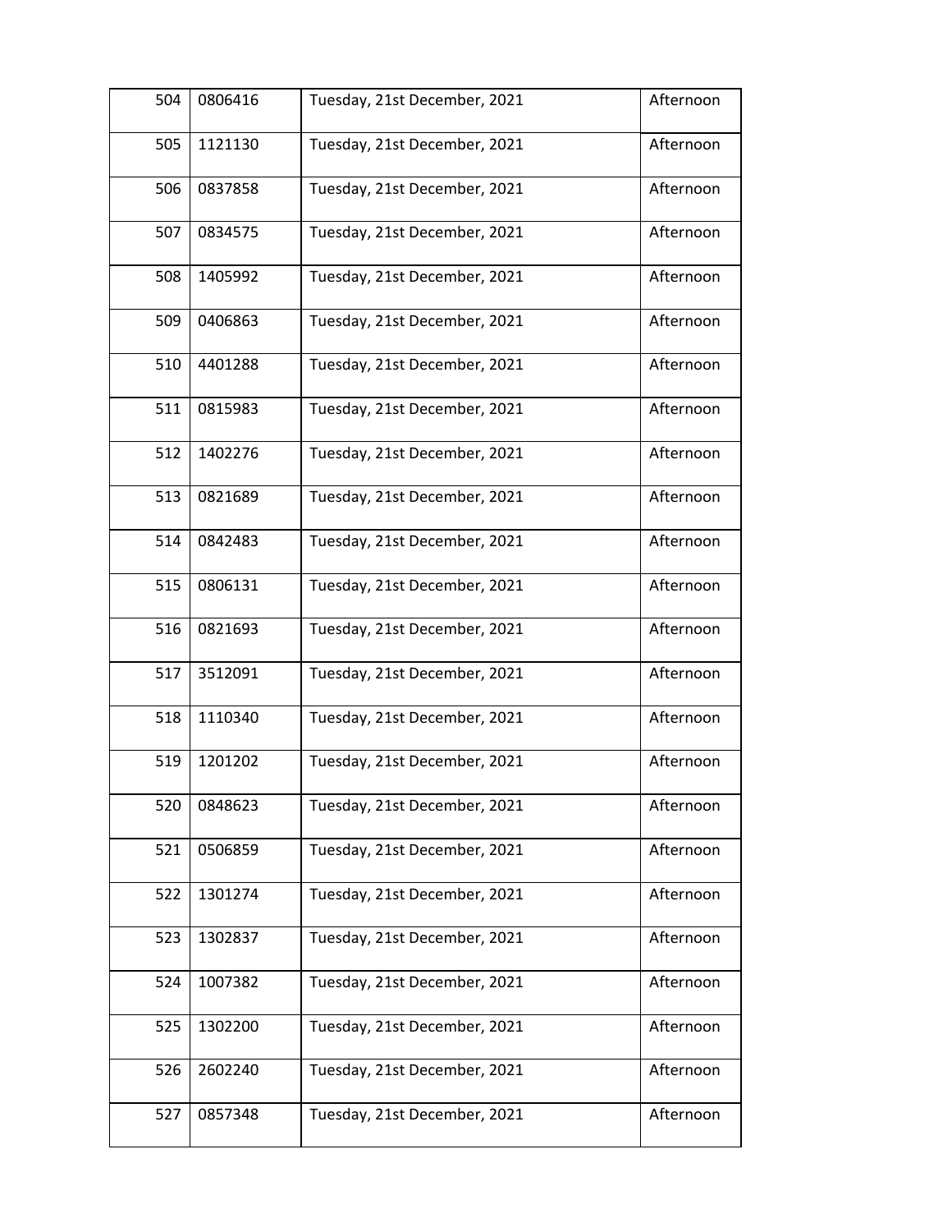| | | | |
|---|---|---|---|
| 504 | 0806416 | Tuesday, 21st December, 2021 | Afternoon |
| 505 | 1121130 | Tuesday, 21st December, 2021 | Afternoon |
| 506 | 0837858 | Tuesday, 21st December, 2021 | Afternoon |
| 507 | 0834575 | Tuesday, 21st December, 2021 | Afternoon |
| 508 | 1405992 | Tuesday, 21st December, 2021 | Afternoon |
| 509 | 0406863 | Tuesday, 21st December, 2021 | Afternoon |
| 510 | 4401288 | Tuesday, 21st December, 2021 | Afternoon |
| 511 | 0815983 | Tuesday, 21st December, 2021 | Afternoon |
| 512 | 1402276 | Tuesday, 21st December, 2021 | Afternoon |
| 513 | 0821689 | Tuesday, 21st December, 2021 | Afternoon |
| 514 | 0842483 | Tuesday, 21st December, 2021 | Afternoon |
| 515 | 0806131 | Tuesday, 21st December, 2021 | Afternoon |
| 516 | 0821693 | Tuesday, 21st December, 2021 | Afternoon |
| 517 | 3512091 | Tuesday, 21st December, 2021 | Afternoon |
| 518 | 1110340 | Tuesday, 21st December, 2021 | Afternoon |
| 519 | 1201202 | Tuesday, 21st December, 2021 | Afternoon |
| 520 | 0848623 | Tuesday, 21st December, 2021 | Afternoon |
| 521 | 0506859 | Tuesday, 21st December, 2021 | Afternoon |
| 522 | 1301274 | Tuesday, 21st December, 2021 | Afternoon |
| 523 | 1302837 | Tuesday, 21st December, 2021 | Afternoon |
| 524 | 1007382 | Tuesday, 21st December, 2021 | Afternoon |
| 525 | 1302200 | Tuesday, 21st December, 2021 | Afternoon |
| 526 | 2602240 | Tuesday, 21st December, 2021 | Afternoon |
| 527 | 0857348 | Tuesday, 21st December, 2021 | Afternoon |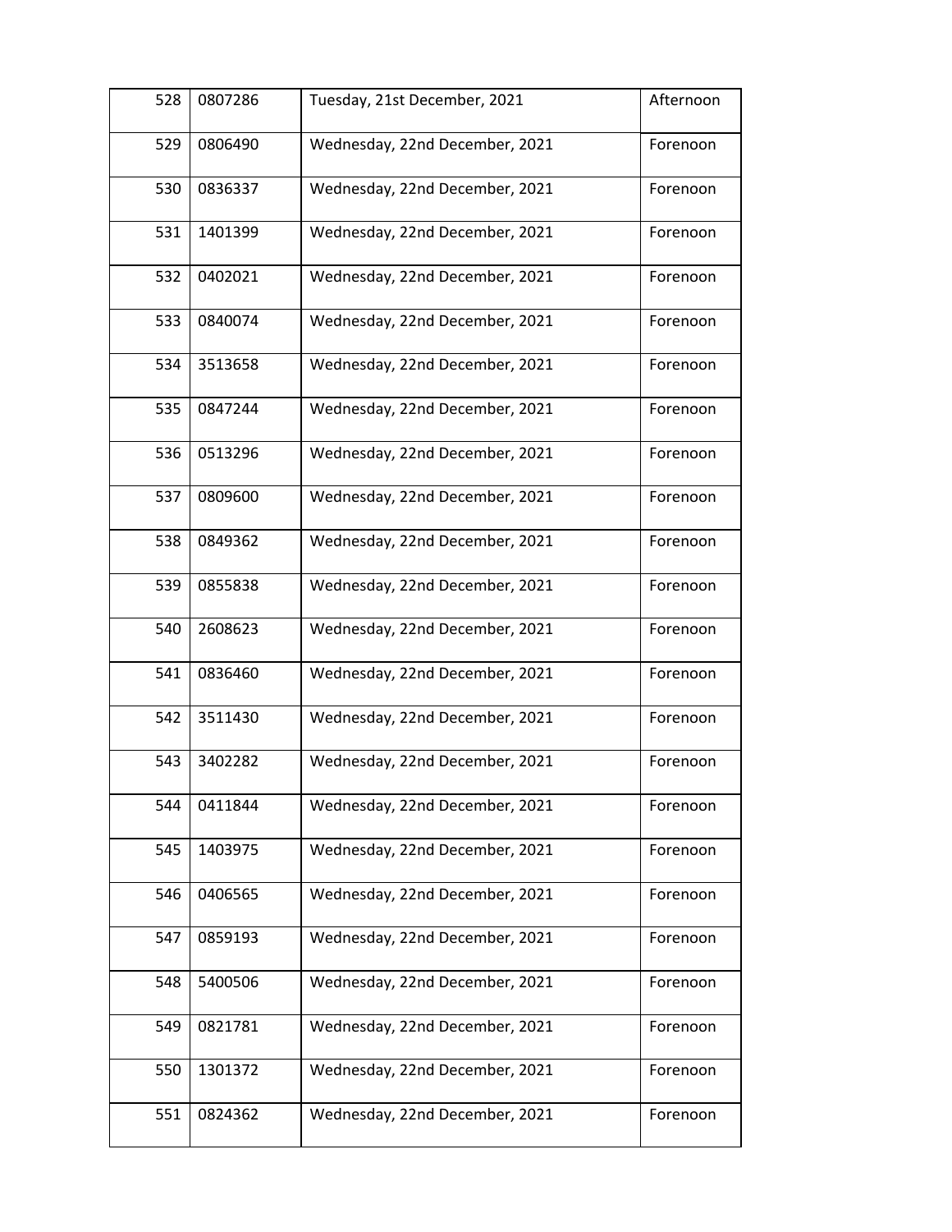| 528 | 0807286 | Tuesday, 21st December, 2021 | Afternoon |
|---|---|---|---|
| 529 | 0806490 | Wednesday, 22nd December, 2021 | Forenoon |
| 530 | 0836337 | Wednesday, 22nd December, 2021 | Forenoon |
| 531 | 1401399 | Wednesday, 22nd December, 2021 | Forenoon |
| 532 | 0402021 | Wednesday, 22nd December, 2021 | Forenoon |
| 533 | 0840074 | Wednesday, 22nd December, 2021 | Forenoon |
| 534 | 3513658 | Wednesday, 22nd December, 2021 | Forenoon |
| 535 | 0847244 | Wednesday, 22nd December, 2021 | Forenoon |
| 536 | 0513296 | Wednesday, 22nd December, 2021 | Forenoon |
| 537 | 0809600 | Wednesday, 22nd December, 2021 | Forenoon |
| 538 | 0849362 | Wednesday, 22nd December, 2021 | Forenoon |
| 539 | 0855838 | Wednesday, 22nd December, 2021 | Forenoon |
| 540 | 2608623 | Wednesday, 22nd December, 2021 | Forenoon |
| 541 | 0836460 | Wednesday, 22nd December, 2021 | Forenoon |
| 542 | 3511430 | Wednesday, 22nd December, 2021 | Forenoon |
| 543 | 3402282 | Wednesday, 22nd December, 2021 | Forenoon |
| 544 | 0411844 | Wednesday, 22nd December, 2021 | Forenoon |
| 545 | 1403975 | Wednesday, 22nd December, 2021 | Forenoon |
| 546 | 0406565 | Wednesday, 22nd December, 2021 | Forenoon |
| 547 | 0859193 | Wednesday, 22nd December, 2021 | Forenoon |
| 548 | 5400506 | Wednesday, 22nd December, 2021 | Forenoon |
| 549 | 0821781 | Wednesday, 22nd December, 2021 | Forenoon |
| 550 | 1301372 | Wednesday, 22nd December, 2021 | Forenoon |
| 551 | 0824362 | Wednesday, 22nd December, 2021 | Forenoon |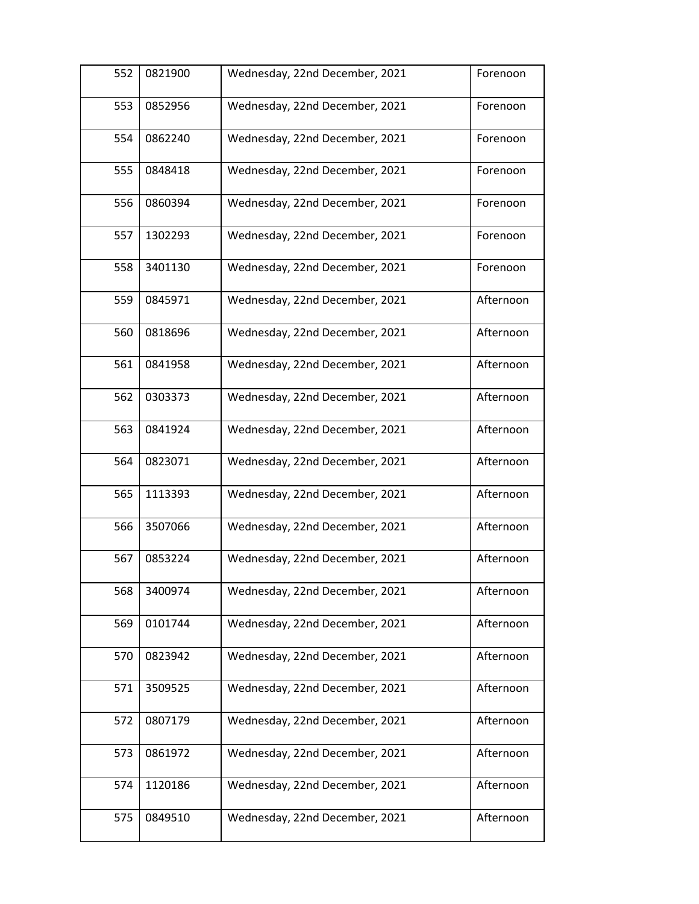| | | | |
|---|---|---|---|
| 552 | 0821900 | Wednesday, 22nd December, 2021 | Forenoon |
| 553 | 0852956 | Wednesday, 22nd December, 2021 | Forenoon |
| 554 | 0862240 | Wednesday, 22nd December, 2021 | Forenoon |
| 555 | 0848418 | Wednesday, 22nd December, 2021 | Forenoon |
| 556 | 0860394 | Wednesday, 22nd December, 2021 | Forenoon |
| 557 | 1302293 | Wednesday, 22nd December, 2021 | Forenoon |
| 558 | 3401130 | Wednesday, 22nd December, 2021 | Forenoon |
| 559 | 0845971 | Wednesday, 22nd December, 2021 | Afternoon |
| 560 | 0818696 | Wednesday, 22nd December, 2021 | Afternoon |
| 561 | 0841958 | Wednesday, 22nd December, 2021 | Afternoon |
| 562 | 0303373 | Wednesday, 22nd December, 2021 | Afternoon |
| 563 | 0841924 | Wednesday, 22nd December, 2021 | Afternoon |
| 564 | 0823071 | Wednesday, 22nd December, 2021 | Afternoon |
| 565 | 1113393 | Wednesday, 22nd December, 2021 | Afternoon |
| 566 | 3507066 | Wednesday, 22nd December, 2021 | Afternoon |
| 567 | 0853224 | Wednesday, 22nd December, 2021 | Afternoon |
| 568 | 3400974 | Wednesday, 22nd December, 2021 | Afternoon |
| 569 | 0101744 | Wednesday, 22nd December, 2021 | Afternoon |
| 570 | 0823942 | Wednesday, 22nd December, 2021 | Afternoon |
| 571 | 3509525 | Wednesday, 22nd December, 2021 | Afternoon |
| 572 | 0807179 | Wednesday, 22nd December, 2021 | Afternoon |
| 573 | 0861972 | Wednesday, 22nd December, 2021 | Afternoon |
| 574 | 1120186 | Wednesday, 22nd December, 2021 | Afternoon |
| 575 | 0849510 | Wednesday, 22nd December, 2021 | Afternoon |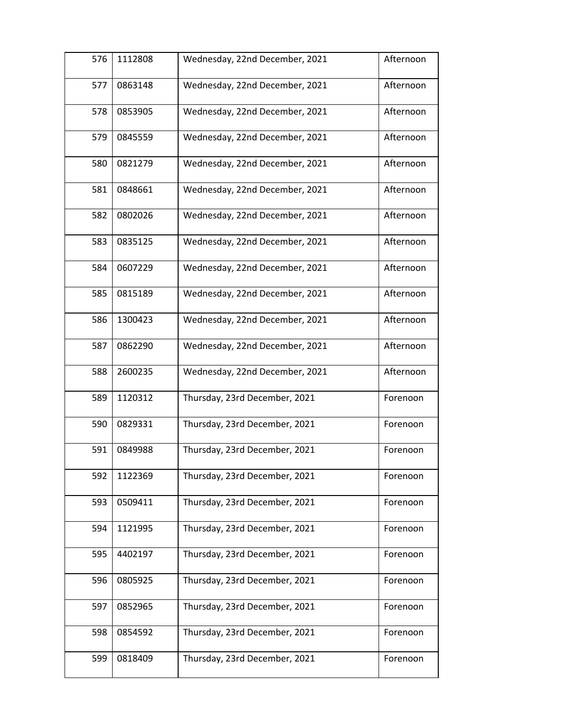| | | | |
|---|---|---|---|
| 576 | 1112808 | Wednesday, 22nd December, 2021 | Afternoon |
| 577 | 0863148 | Wednesday, 22nd December, 2021 | Afternoon |
| 578 | 0853905 | Wednesday, 22nd December, 2021 | Afternoon |
| 579 | 0845559 | Wednesday, 22nd December, 2021 | Afternoon |
| 580 | 0821279 | Wednesday, 22nd December, 2021 | Afternoon |
| 581 | 0848661 | Wednesday, 22nd December, 2021 | Afternoon |
| 582 | 0802026 | Wednesday, 22nd December, 2021 | Afternoon |
| 583 | 0835125 | Wednesday, 22nd December, 2021 | Afternoon |
| 584 | 0607229 | Wednesday, 22nd December, 2021 | Afternoon |
| 585 | 0815189 | Wednesday, 22nd December, 2021 | Afternoon |
| 586 | 1300423 | Wednesday, 22nd December, 2021 | Afternoon |
| 587 | 0862290 | Wednesday, 22nd December, 2021 | Afternoon |
| 588 | 2600235 | Wednesday, 22nd December, 2021 | Afternoon |
| 589 | 1120312 | Thursday, 23rd December, 2021 | Forenoon |
| 590 | 0829331 | Thursday, 23rd December, 2021 | Forenoon |
| 591 | 0849988 | Thursday, 23rd December, 2021 | Forenoon |
| 592 | 1122369 | Thursday, 23rd December, 2021 | Forenoon |
| 593 | 0509411 | Thursday, 23rd December, 2021 | Forenoon |
| 594 | 1121995 | Thursday, 23rd December, 2021 | Forenoon |
| 595 | 4402197 | Thursday, 23rd December, 2021 | Forenoon |
| 596 | 0805925 | Thursday, 23rd December, 2021 | Forenoon |
| 597 | 0852965 | Thursday, 23rd December, 2021 | Forenoon |
| 598 | 0854592 | Thursday, 23rd December, 2021 | Forenoon |
| 599 | 0818409 | Thursday, 23rd December, 2021 | Forenoon |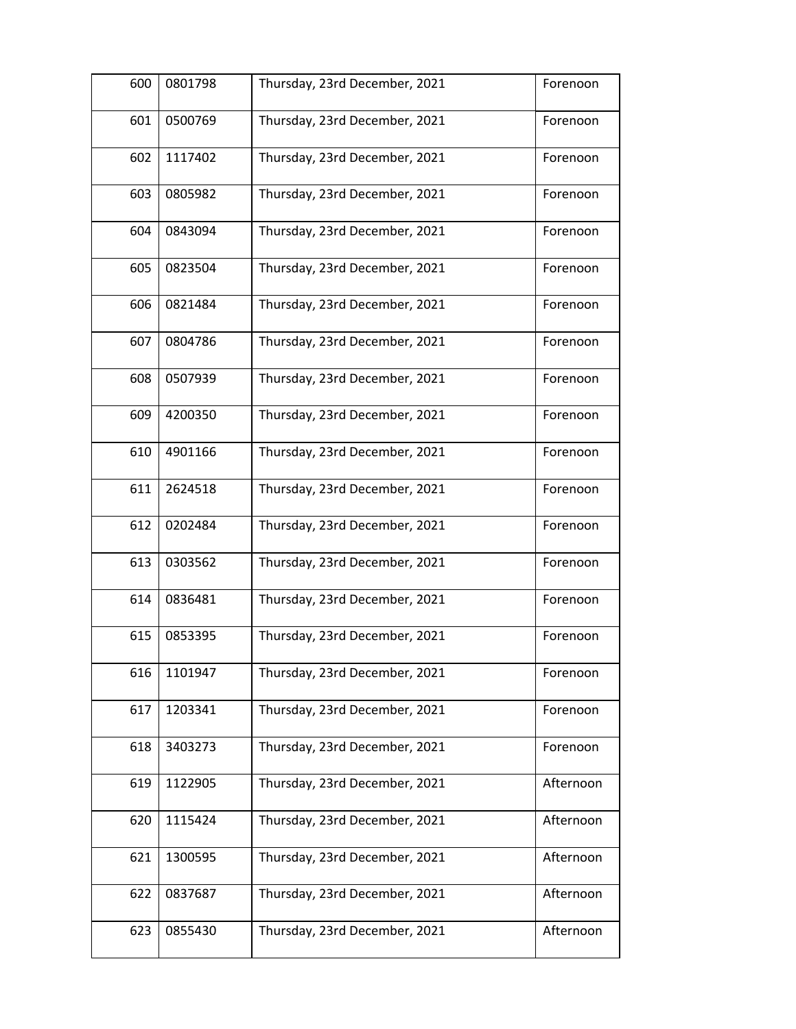| 600 | 0801798 | Thursday, 23rd December, 2021 | Forenoon |
|---|---|---|---|
| 601 | 0500769 | Thursday, 23rd December, 2021 | Forenoon |
| 602 | 1117402 | Thursday, 23rd December, 2021 | Forenoon |
| 603 | 0805982 | Thursday, 23rd December, 2021 | Forenoon |
| 604 | 0843094 | Thursday, 23rd December, 2021 | Forenoon |
| 605 | 0823504 | Thursday, 23rd December, 2021 | Forenoon |
| 606 | 0821484 | Thursday, 23rd December, 2021 | Forenoon |
| 607 | 0804786 | Thursday, 23rd December, 2021 | Forenoon |
| 608 | 0507939 | Thursday, 23rd December, 2021 | Forenoon |
| 609 | 4200350 | Thursday, 23rd December, 2021 | Forenoon |
| 610 | 4901166 | Thursday, 23rd December, 2021 | Forenoon |
| 611 | 2624518 | Thursday, 23rd December, 2021 | Forenoon |
| 612 | 0202484 | Thursday, 23rd December, 2021 | Forenoon |
| 613 | 0303562 | Thursday, 23rd December, 2021 | Forenoon |
| 614 | 0836481 | Thursday, 23rd December, 2021 | Forenoon |
| 615 | 0853395 | Thursday, 23rd December, 2021 | Forenoon |
| 616 | 1101947 | Thursday, 23rd December, 2021 | Forenoon |
| 617 | 1203341 | Thursday, 23rd December, 2021 | Forenoon |
| 618 | 3403273 | Thursday, 23rd December, 2021 | Forenoon |
| 619 | 1122905 | Thursday, 23rd December, 2021 | Afternoon |
| 620 | 1115424 | Thursday, 23rd December, 2021 | Afternoon |
| 621 | 1300595 | Thursday, 23rd December, 2021 | Afternoon |
| 622 | 0837687 | Thursday, 23rd December, 2021 | Afternoon |
| 623 | 0855430 | Thursday, 23rd December, 2021 | Afternoon |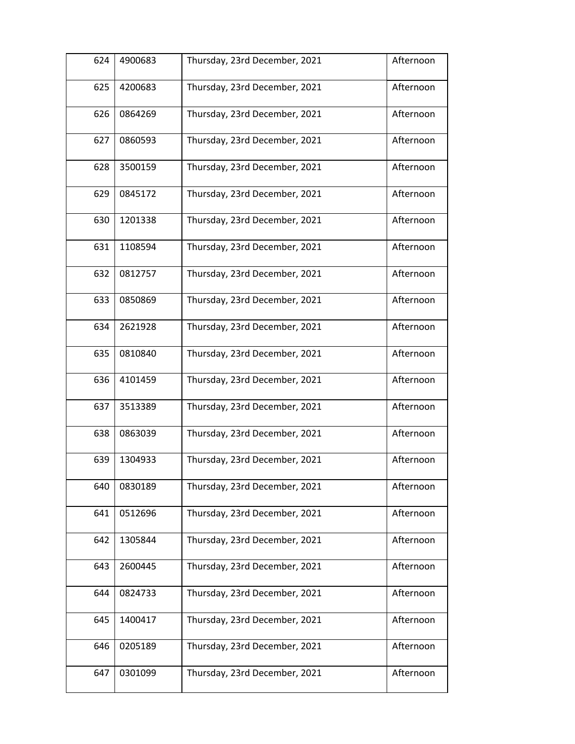| 624 | 4900683 | Thursday, 23rd December, 2021 | Afternoon |
|---|---|---|---|
| 625 | 4200683 | Thursday, 23rd December, 2021 | Afternoon |
| 626 | 0864269 | Thursday, 23rd December, 2021 | Afternoon |
| 627 | 0860593 | Thursday, 23rd December, 2021 | Afternoon |
| 628 | 3500159 | Thursday, 23rd December, 2021 | Afternoon |
| 629 | 0845172 | Thursday, 23rd December, 2021 | Afternoon |
| 630 | 1201338 | Thursday, 23rd December, 2021 | Afternoon |
| 631 | 1108594 | Thursday, 23rd December, 2021 | Afternoon |
| 632 | 0812757 | Thursday, 23rd December, 2021 | Afternoon |
| 633 | 0850869 | Thursday, 23rd December, 2021 | Afternoon |
| 634 | 2621928 | Thursday, 23rd December, 2021 | Afternoon |
| 635 | 0810840 | Thursday, 23rd December, 2021 | Afternoon |
| 636 | 4101459 | Thursday, 23rd December, 2021 | Afternoon |
| 637 | 3513389 | Thursday, 23rd December, 2021 | Afternoon |
| 638 | 0863039 | Thursday, 23rd December, 2021 | Afternoon |
| 639 | 1304933 | Thursday, 23rd December, 2021 | Afternoon |
| 640 | 0830189 | Thursday, 23rd December, 2021 | Afternoon |
| 641 | 0512696 | Thursday, 23rd December, 2021 | Afternoon |
| 642 | 1305844 | Thursday, 23rd December, 2021 | Afternoon |
| 643 | 2600445 | Thursday, 23rd December, 2021 | Afternoon |
| 644 | 0824733 | Thursday, 23rd December, 2021 | Afternoon |
| 645 | 1400417 | Thursday, 23rd December, 2021 | Afternoon |
| 646 | 0205189 | Thursday, 23rd December, 2021 | Afternoon |
| 647 | 0301099 | Thursday, 23rd December, 2021 | Afternoon |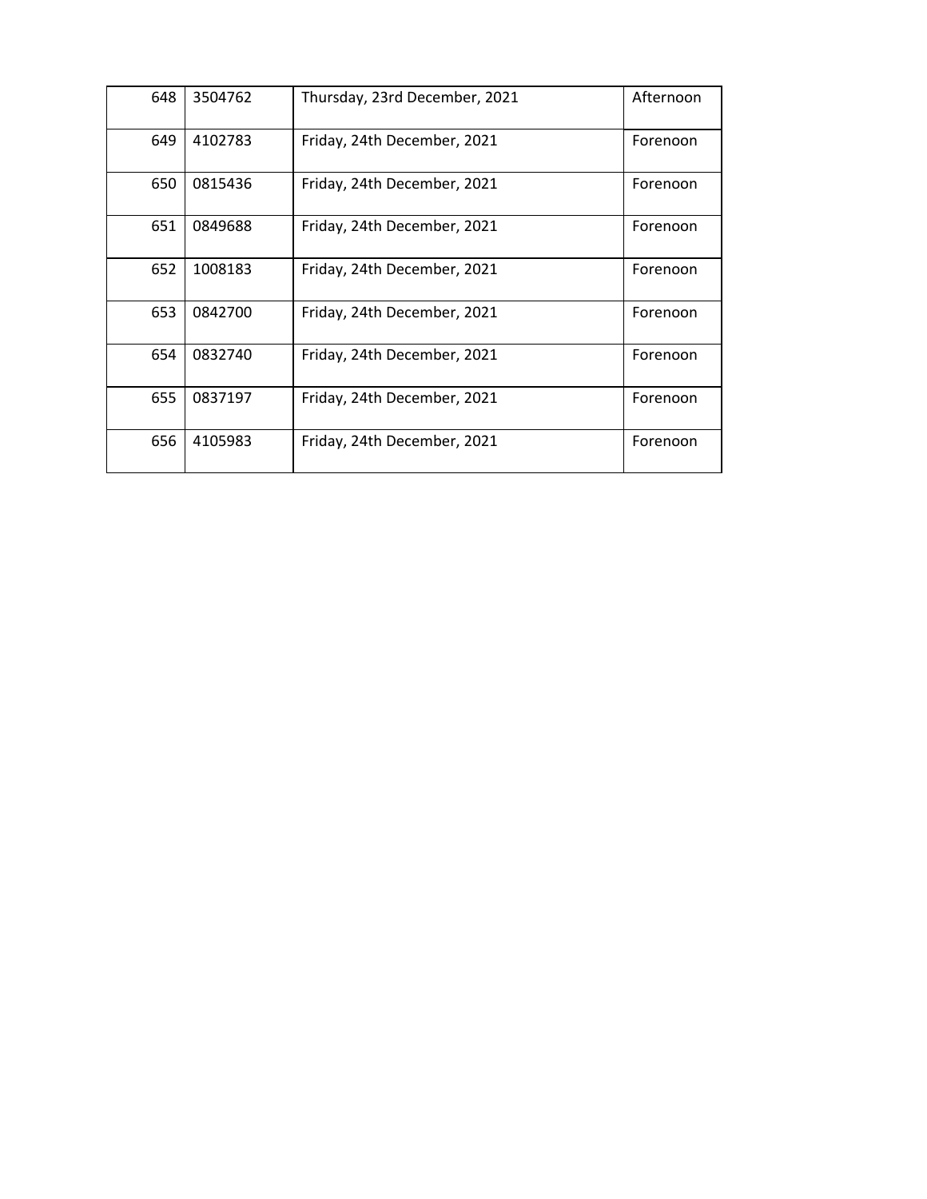| | | | |
|---|---|---|---|
| 648 | 3504762 | Thursday, 23rd December, 2021 | Afternoon |
| 649 | 4102783 | Friday, 24th December, 2021 | Forenoon |
| 650 | 0815436 | Friday, 24th December, 2021 | Forenoon |
| 651 | 0849688 | Friday, 24th December, 2021 | Forenoon |
| 652 | 1008183 | Friday, 24th December, 2021 | Forenoon |
| 653 | 0842700 | Friday, 24th December, 2021 | Forenoon |
| 654 | 0832740 | Friday, 24th December, 2021 | Forenoon |
| 655 | 0837197 | Friday, 24th December, 2021 | Forenoon |
| 656 | 4105983 | Friday, 24th December, 2021 | Forenoon |